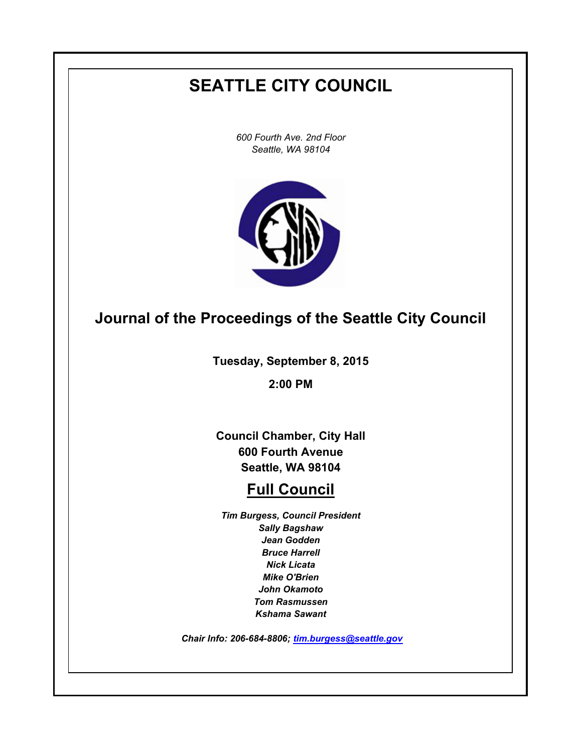# SEATTLE CITY COUNCIL

*600 Fourth Ave. 2nd Floor*
*Seattle, WA 98104*

## Journal of the Proceedings of the Seattle City Council

**Tuesday, September 8, 2015**

**2:00 PM**

**Council Chamber, City Hall**
**600 Fourth Avenue**
**Seattle, WA 98104**

## Full Council

***Tim Burgess, Council President***
***Sally Bagshaw***
***Jean Godden***
***Bruce Harrell***
***Nick Licata***
***Mike O'Brien***
***John Okamoto***
***Tom Rasmussen***
***Kshama Sawant***

***Chair Info: 206-684-8806; tim.burgess@seattle.gov***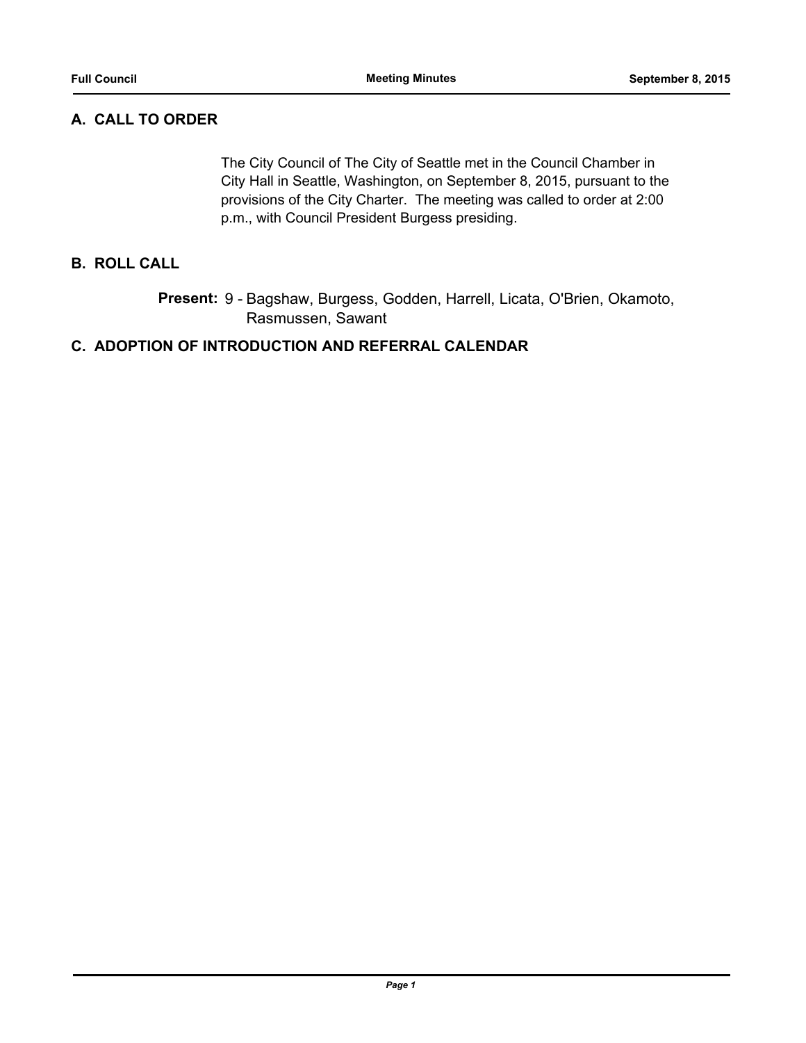## A. CALL TO ORDER

The City Council of The City of Seattle met in the Council Chamber in City Hall in Seattle, Washington, on September 8, 2015, pursuant to the provisions of the City Charter. The meeting was called to order at 2:00 p.m., with Council President Burgess presiding.

## B. ROLL CALL

**Present:** 9 - Bagshaw, Burgess, Godden, Harrell, Licata, O'Brien, Okamoto, Rasmussen, Sawant

## C. ADOPTION OF INTRODUCTION AND REFERRAL CALENDAR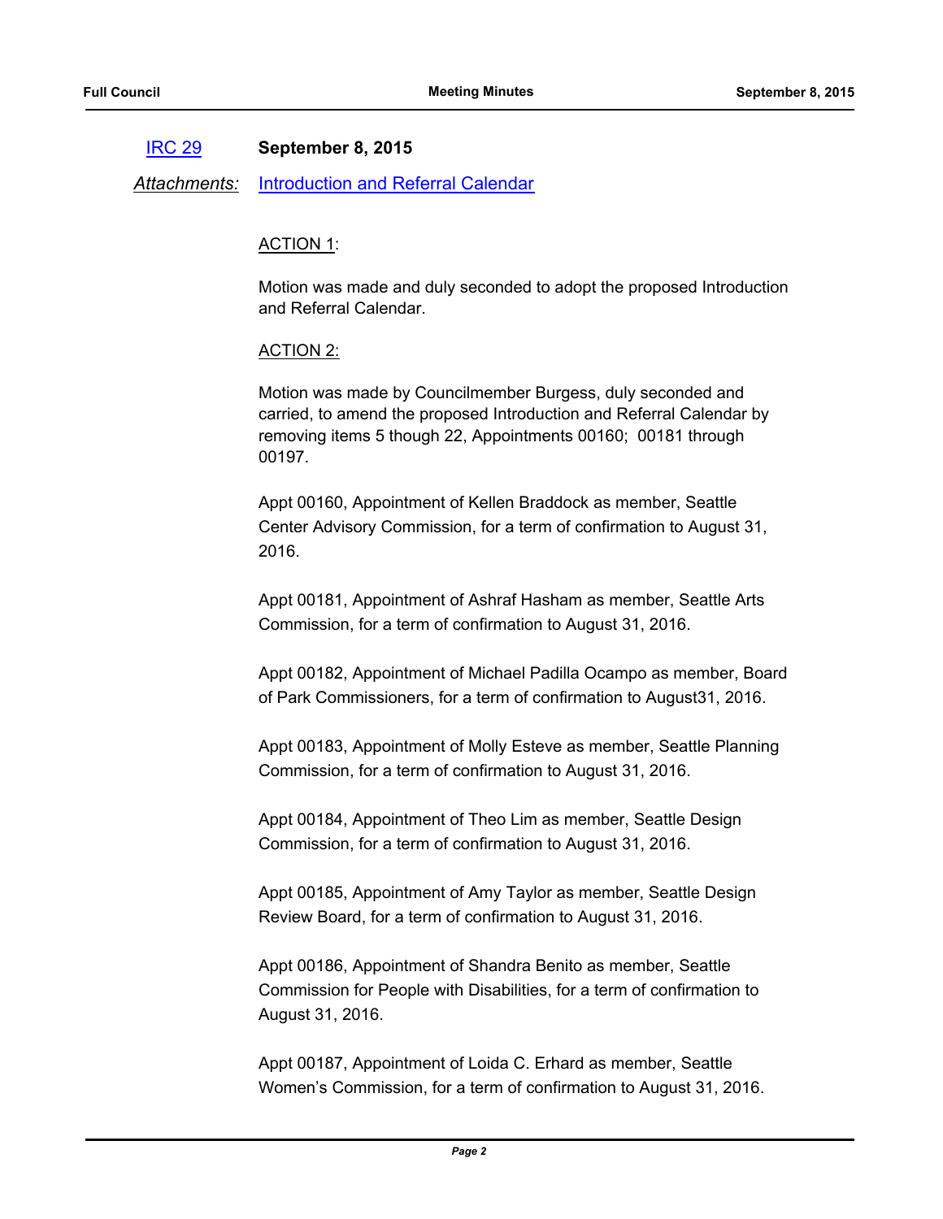[IRC 29] **September 8, 2015**

*Attachments:* Introduction and Referral Calendar

ACTION 1:

Motion was made and duly seconded to adopt the proposed Introduction and Referral Calendar.

ACTION 2:

Motion was made by Councilmember Burgess, duly seconded and carried, to amend the proposed Introduction and Referral Calendar by removing items 5 though 22, Appointments 00160; 00181 through 00197.

Appt 00160, Appointment of Kellen Braddock as member, Seattle Center Advisory Commission, for a term of confirmation to August 31, 2016.

Appt 00181, Appointment of Ashraf Hasham as member, Seattle Arts Commission, for a term of confirmation to August 31, 2016.

Appt 00182, Appointment of Michael Padilla Ocampo as member, Board of Park Commissioners, for a term of confirmation to August31, 2016.

Appt 00183, Appointment of Molly Esteve as member, Seattle Planning Commission, for a term of confirmation to August 31, 2016.

Appt 00184, Appointment of Theo Lim as member, Seattle Design Commission, for a term of confirmation to August 31, 2016.

Appt 00185, Appointment of Amy Taylor as member, Seattle Design Review Board, for a term of confirmation to August 31, 2016.

Appt 00186, Appointment of Shandra Benito as member, Seattle Commission for People with Disabilities, for a term of confirmation to August 31, 2016.

Appt 00187, Appointment of Loida C. Erhard as member, Seattle Women's Commission, for a term of confirmation to August 31, 2016.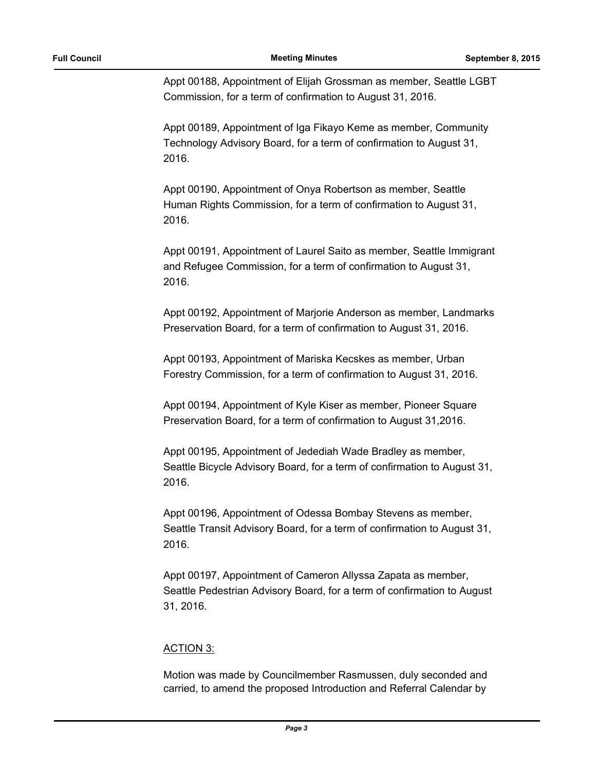Appt 00188, Appointment of Elijah Grossman as member, Seattle LGBT Commission, for a term of confirmation to August 31, 2016.

Appt 00189, Appointment of Iga Fikayo Keme as member, Community Technology Advisory Board, for a term of confirmation to August 31, 2016.

Appt 00190, Appointment of Onya Robertson as member, Seattle Human Rights Commission, for a term of confirmation to August 31, 2016.

Appt 00191, Appointment of Laurel Saito as member, Seattle Immigrant and Refugee Commission, for a term of confirmation to August 31, 2016.

Appt 00192, Appointment of Marjorie Anderson as member, Landmarks Preservation Board, for a term of confirmation to August 31, 2016.

Appt 00193, Appointment of Mariska Kecskes as member, Urban Forestry Commission, for a term of confirmation to August 31, 2016.

Appt 00194, Appointment of Kyle Kiser as member, Pioneer Square Preservation Board, for a term of confirmation to August 31,2016.

Appt 00195, Appointment of Jedediah Wade Bradley as member, Seattle Bicycle Advisory Board, for a term of confirmation to August 31, 2016.

Appt 00196, Appointment of Odessa Bombay Stevens as member, Seattle Transit Advisory Board, for a term of confirmation to August 31, 2016.

Appt 00197, Appointment of Cameron Allyssa Zapata as member, Seattle Pedestrian Advisory Board, for a term of confirmation to August 31, 2016.

ACTION 3:

Motion was made by Councilmember Rasmussen, duly seconded and carried, to amend the proposed Introduction and Referral Calendar by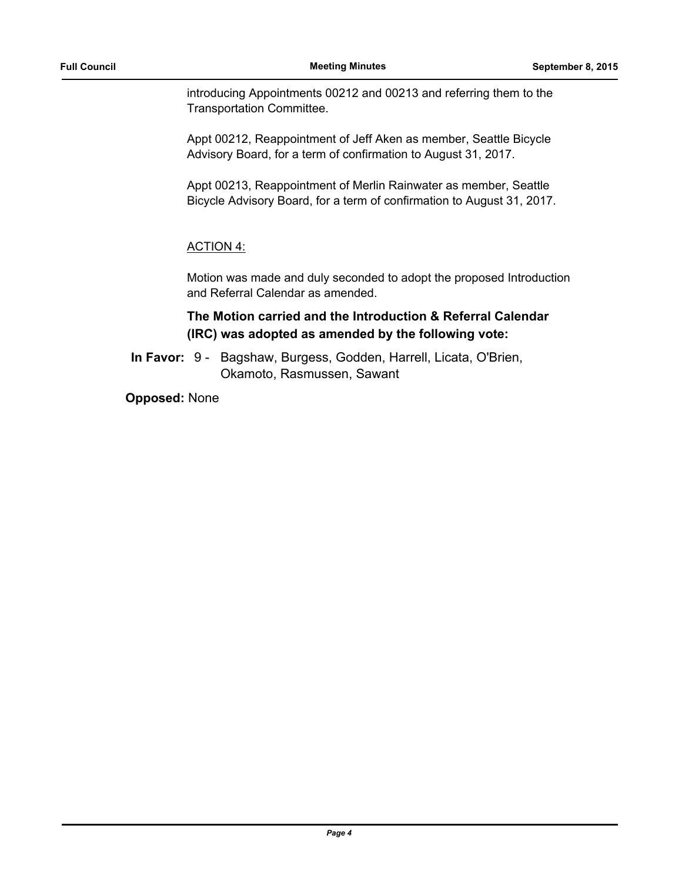introducing Appointments 00212 and 00213 and referring them to the Transportation Committee.

Appt 00212, Reappointment of Jeff Aken as member, Seattle Bicycle Advisory Board, for a term of confirmation to August 31, 2017.

Appt 00213, Reappointment of Merlin Rainwater as member, Seattle Bicycle Advisory Board, for a term of confirmation to August 31, 2017.

ACTION 4:

Motion was made and duly seconded to adopt the proposed Introduction and Referral Calendar as amended.

**The Motion carried and the Introduction & Referral Calendar (IRC) was adopted as amended by the following vote:**

**In Favor:** 9 - Bagshaw, Burgess, Godden, Harrell, Licata, O'Brien, Okamoto, Rasmussen, Sawant

**Opposed:** None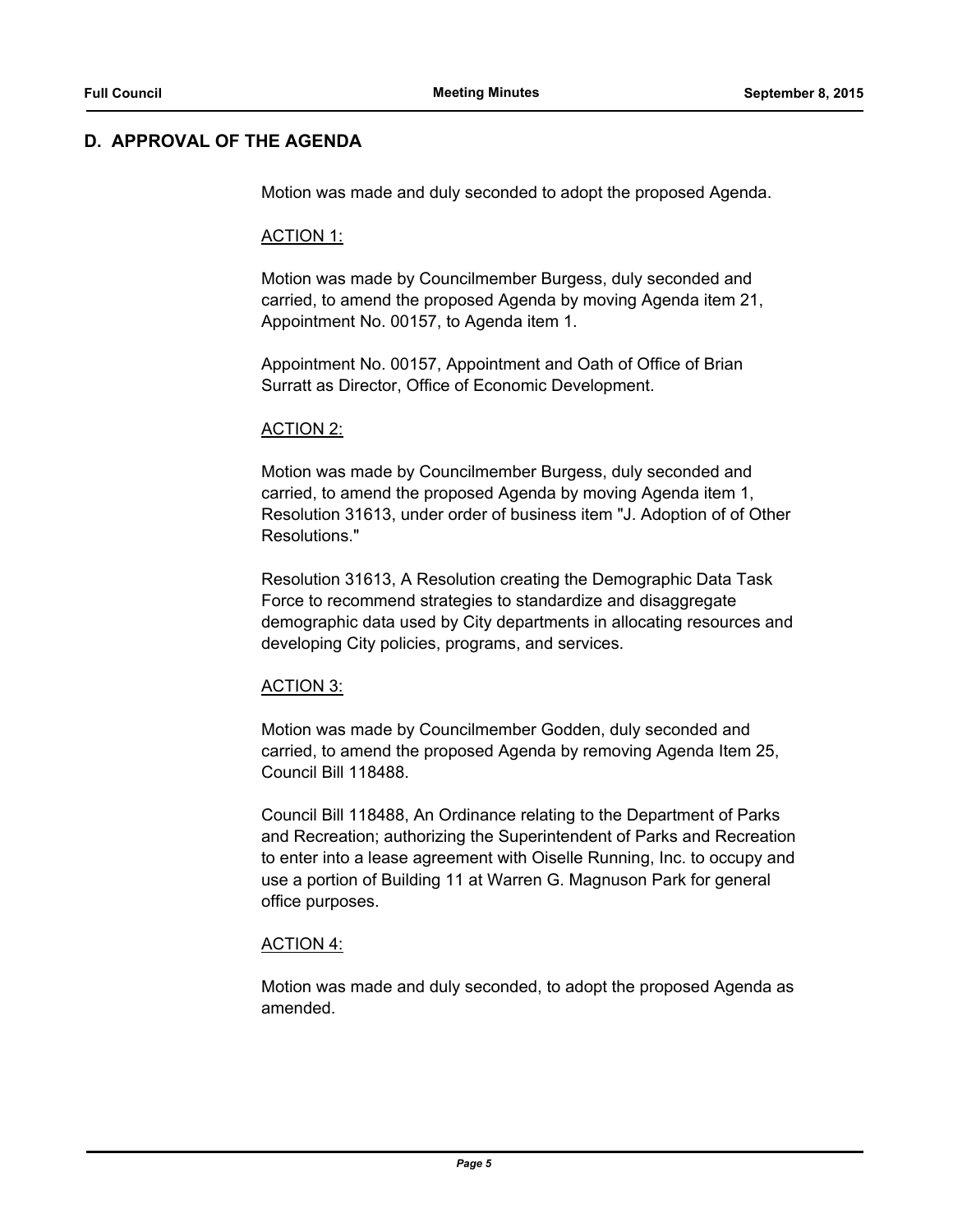## D. APPROVAL OF THE AGENDA

Motion was made and duly seconded to adopt the proposed Agenda.

ACTION 1:

Motion was made by Councilmember Burgess, duly seconded and carried, to amend the proposed Agenda by moving Agenda item 21, Appointment No. 00157, to Agenda item 1.

Appointment No. 00157, Appointment and Oath of Office of Brian Surratt as Director, Office of Economic Development.

ACTION 2:

Motion was made by Councilmember Burgess, duly seconded and carried, to amend the proposed Agenda by moving Agenda item 1, Resolution 31613, under order of business item "J. Adoption of of Other Resolutions."

Resolution 31613, A Resolution creating the Demographic Data Task Force to recommend strategies to standardize and disaggregate demographic data used by City departments in allocating resources and developing City policies, programs, and services.

ACTION 3:

Motion was made by Councilmember Godden, duly seconded and carried, to amend the proposed Agenda by removing Agenda Item 25, Council Bill 118488.

Council Bill 118488, An Ordinance relating to the Department of Parks and Recreation; authorizing the Superintendent of Parks and Recreation to enter into a lease agreement with Oiselle Running, Inc. to occupy and use a portion of Building 11 at Warren G. Magnuson Park for general office purposes.

ACTION 4:

Motion was made and duly seconded, to adopt the proposed Agenda as amended.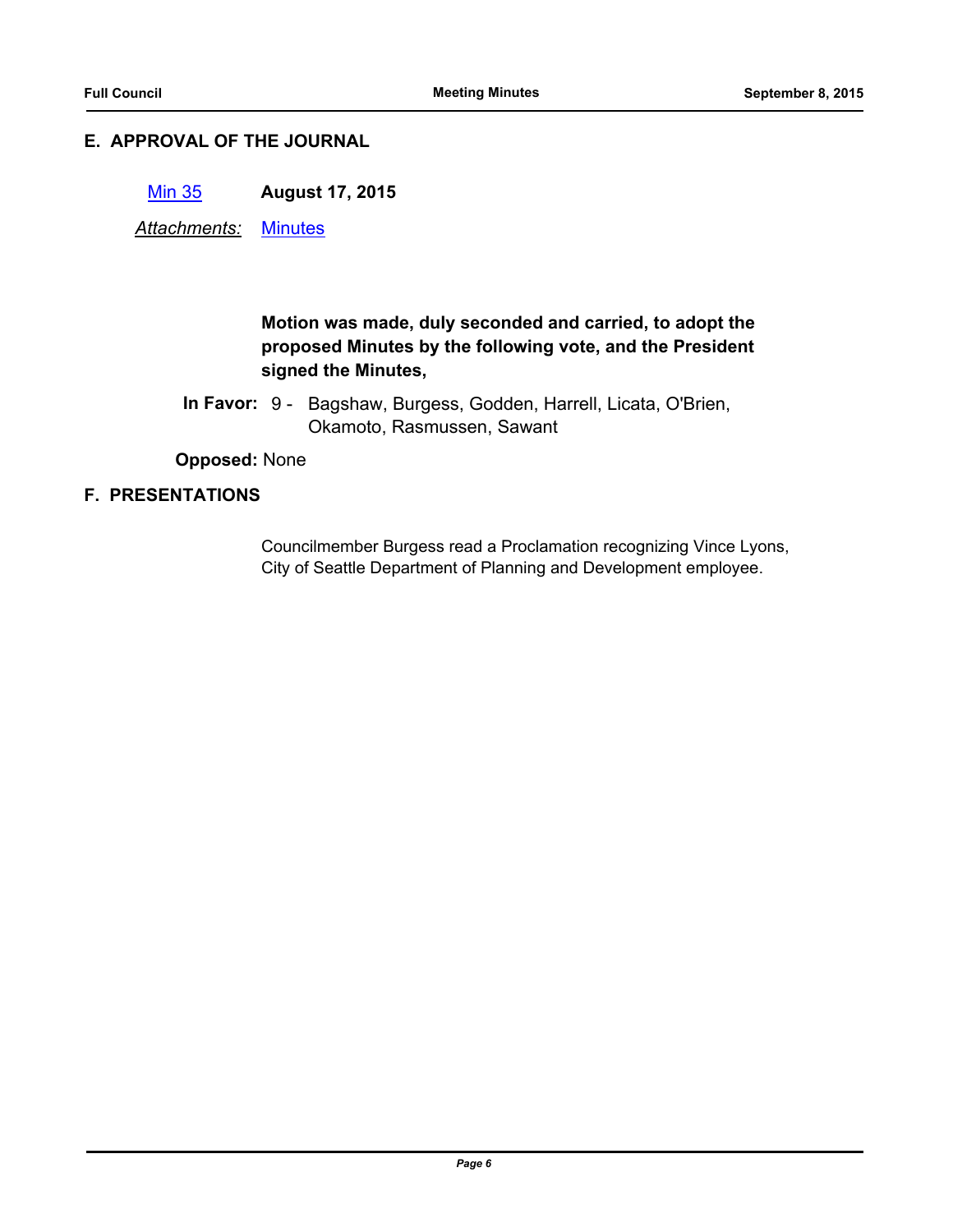## E. APPROVAL OF THE JOURNAL

Min 35 **August 17, 2015**

*Attachments:* Minutes

**Motion was made, duly seconded and carried, to adopt the proposed Minutes by the following vote, and the President signed the Minutes,**

**In Favor:** 9 - Bagshaw, Burgess, Godden, Harrell, Licata, O'Brien, Okamoto, Rasmussen, Sawant

**Opposed:** None

## F. PRESENTATIONS

Councilmember Burgess read a Proclamation recognizing Vince Lyons, City of Seattle Department of Planning and Development employee.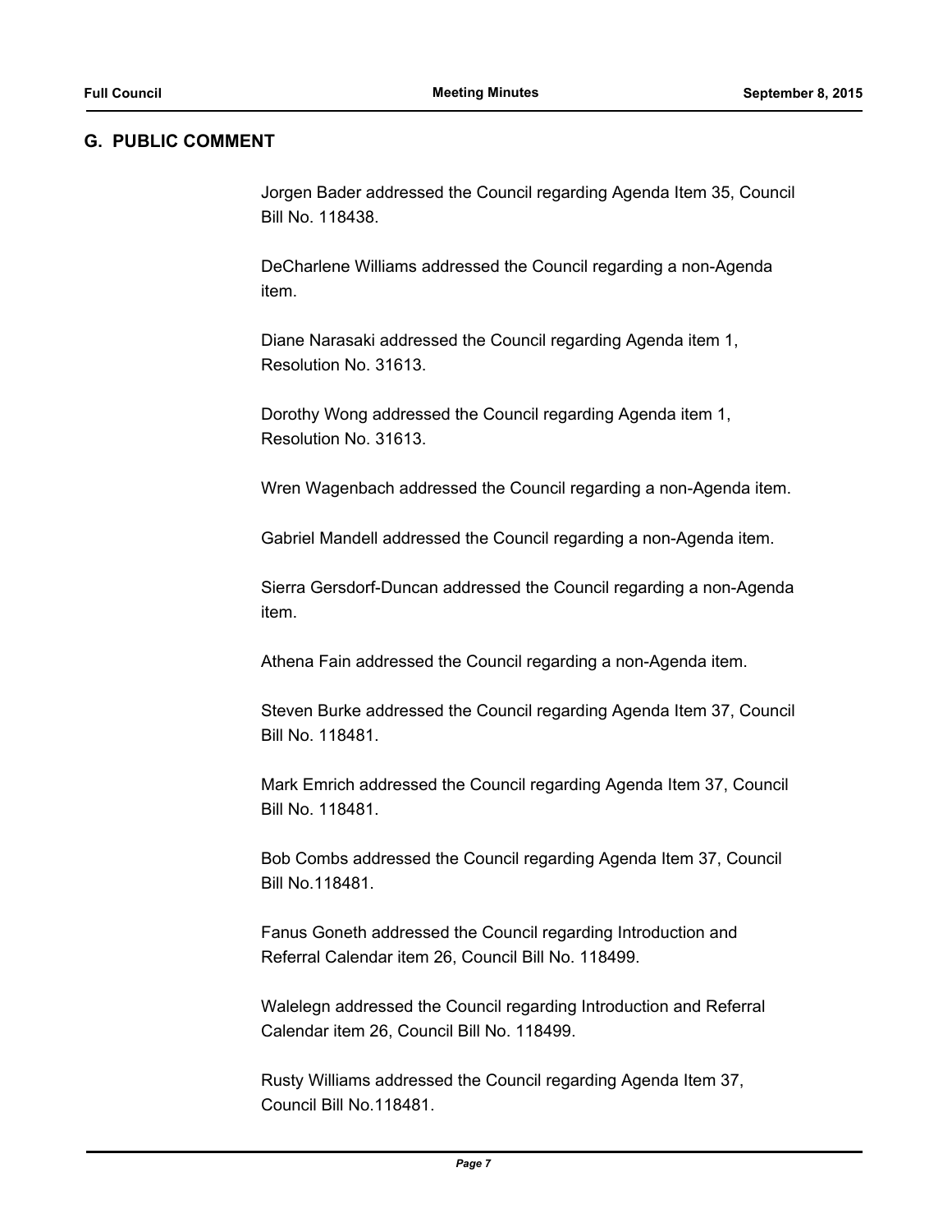## G. PUBLIC COMMENT

Jorgen Bader addressed the Council regarding Agenda Item 35, Council Bill No. 118438.

DeCharlene Williams addressed the Council regarding a non-Agenda item.

Diane Narasaki addressed the Council regarding Agenda item 1, Resolution No. 31613.

Dorothy Wong addressed the Council regarding Agenda item 1, Resolution No. 31613.

Wren Wagenbach addressed the Council regarding a non-Agenda item.

Gabriel Mandell addressed the Council regarding a non-Agenda item.

Sierra Gersdorf-Duncan addressed the Council regarding a non-Agenda item.

Athena Fain addressed the Council regarding a non-Agenda item.

Steven Burke addressed the Council regarding Agenda Item 37, Council Bill No. 118481.

Mark Emrich addressed the Council regarding Agenda Item 37, Council Bill No. 118481.

Bob Combs addressed the Council regarding Agenda Item 37, Council Bill No.118481.

Fanus Goneth addressed the Council regarding Introduction and Referral Calendar item 26, Council Bill No. 118499.

Walelegn addressed the Council regarding Introduction and Referral Calendar item 26, Council Bill No. 118499.

Rusty Williams addressed the Council regarding Agenda Item 37, Council Bill No.118481.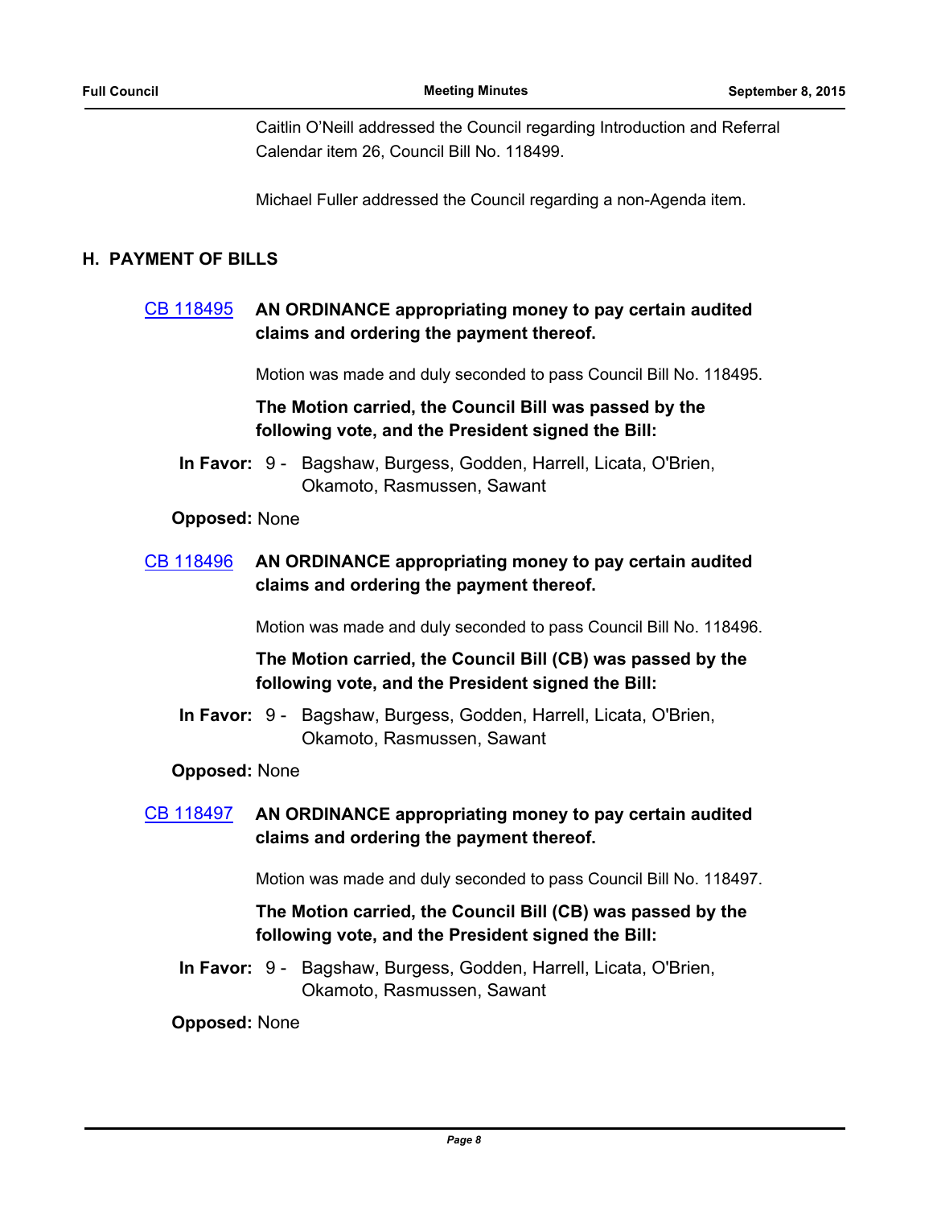Caitlin O'Neill addressed the Council regarding Introduction and Referral Calendar item 26, Council Bill No. 118499.

Michael Fuller addressed the Council regarding a non-Agenda item.

## H. PAYMENT OF BILLS

**CB 118495** **AN ORDINANCE appropriating money to pay certain audited claims and ordering the payment thereof.**

Motion was made and duly seconded to pass Council Bill No. 118495.

**The Motion carried, the Council Bill was passed by the following vote, and the President signed the Bill:**

**In Favor:** 9 - Bagshaw, Burgess, Godden, Harrell, Licata, O'Brien, Okamoto, Rasmussen, Sawant

**Opposed:** None

**CB 118496** **AN ORDINANCE appropriating money to pay certain audited claims and ordering the payment thereof.**

Motion was made and duly seconded to pass Council Bill No. 118496.

**The Motion carried, the Council Bill (CB) was passed by the following vote, and the President signed the Bill:**

**In Favor:** 9 - Bagshaw, Burgess, Godden, Harrell, Licata, O'Brien, Okamoto, Rasmussen, Sawant

**Opposed:** None

**CB 118497** **AN ORDINANCE appropriating money to pay certain audited claims and ordering the payment thereof.**

Motion was made and duly seconded to pass Council Bill No. 118497.

**The Motion carried, the Council Bill (CB) was passed by the following vote, and the President signed the Bill:**

**In Favor:** 9 - Bagshaw, Burgess, Godden, Harrell, Licata, O'Brien, Okamoto, Rasmussen, Sawant

**Opposed:** None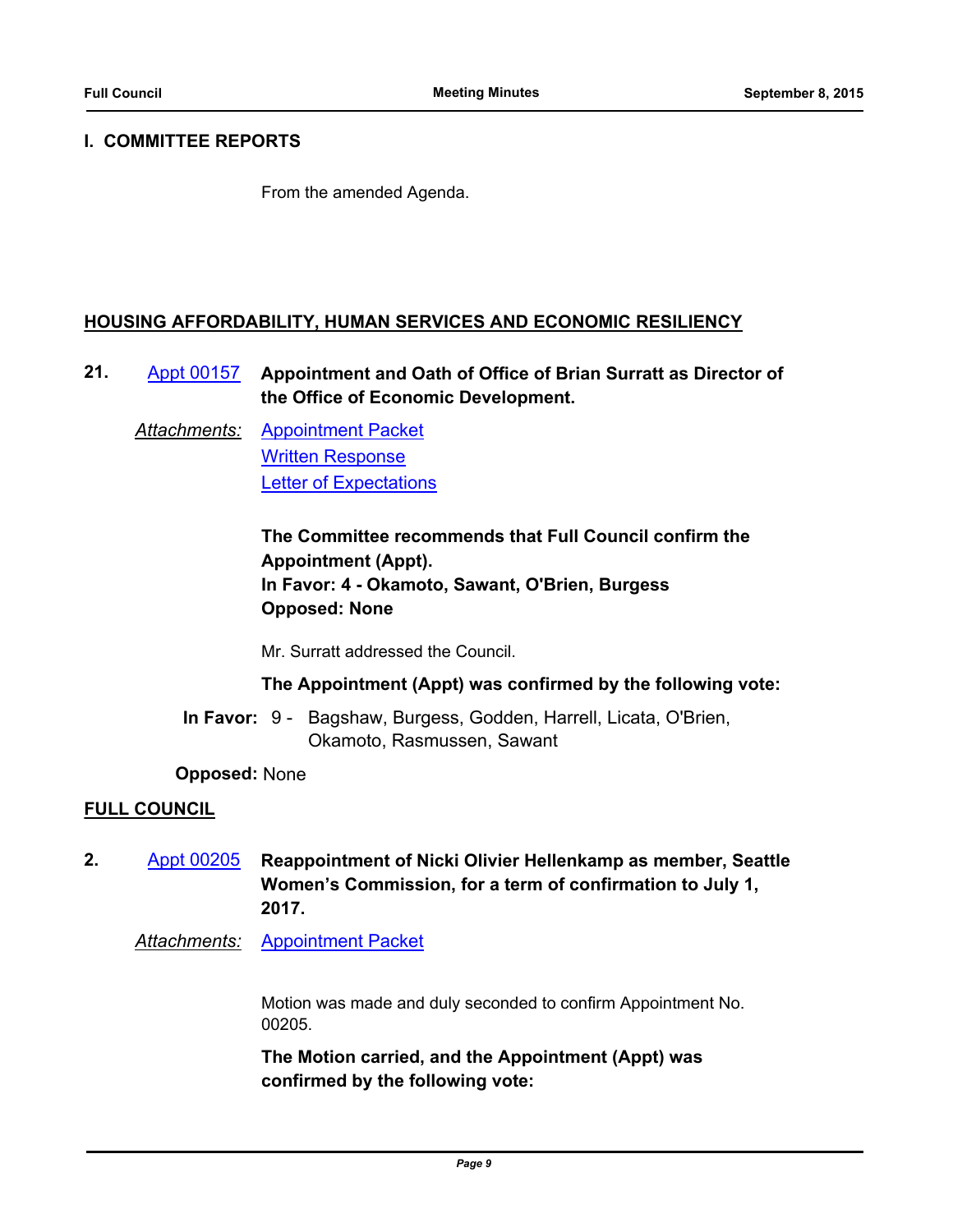## I. COMMITTEE REPORTS

From the amended Agenda.

### HOUSING AFFORDABILITY, HUMAN SERVICES AND ECONOMIC RESILIENCY

**21.** Appt 00157 **Appointment and Oath of Office of Brian Surratt as Director of the Office of Economic Development.**

*Attachments:* Appointment Packet
Written Response
Letter of Expectations

**The Committee recommends that Full Council confirm the Appointment (Appt).**
**In Favor: 4 - Okamoto, Sawant, O'Brien, Burgess**
**Opposed: None**

Mr. Surratt addressed the Council.

**The Appointment (Appt) was confirmed by the following vote:**

**In Favor:** 9 - Bagshaw, Burgess, Godden, Harrell, Licata, O'Brien, Okamoto, Rasmussen, Sawant

**Opposed:** None

### FULL COUNCIL

**2.** Appt 00205 **Reappointment of Nicki Olivier Hellenkamp as member, Seattle Women's Commission, for a term of confirmation to July 1, 2017.**

*Attachments:* Appointment Packet

Motion was made and duly seconded to confirm Appointment No. 00205.

**The Motion carried, and the Appointment (Appt) was confirmed by the following vote:**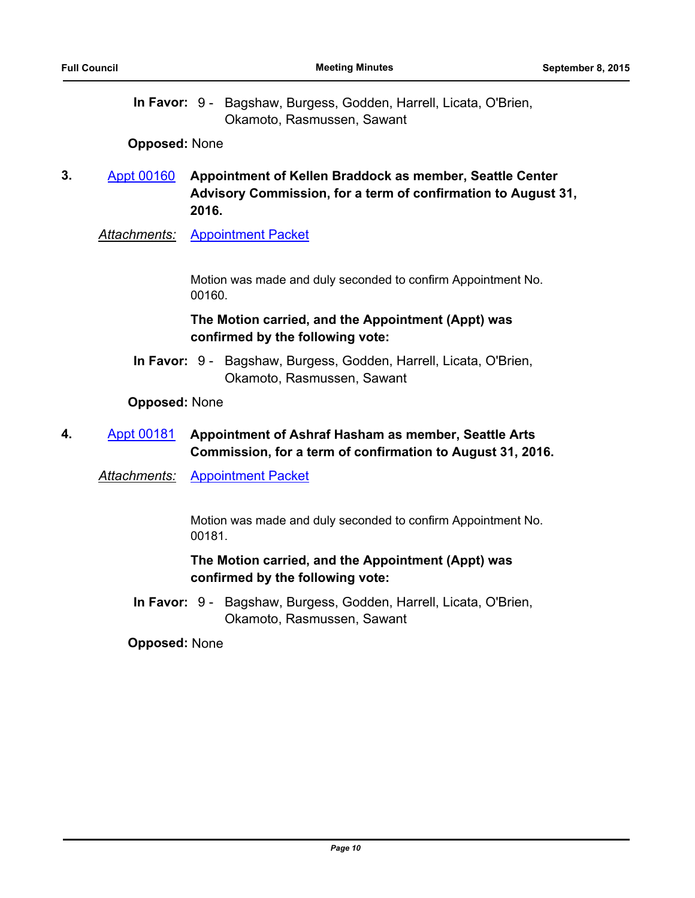**In Favor:** 9 - Bagshaw, Burgess, Godden, Harrell, Licata, O'Brien, Okamoto, Rasmussen, Sawant

**Opposed:** None

**3.** Appt 00160 **Appointment of Kellen Braddock as member, Seattle Center Advisory Commission, for a term of confirmation to August 31, 2016.**

*Attachments:* Appointment Packet

Motion was made and duly seconded to confirm Appointment No. 00160.

**The Motion carried, and the Appointment (Appt) was confirmed by the following vote:**

**In Favor:** 9 - Bagshaw, Burgess, Godden, Harrell, Licata, O'Brien, Okamoto, Rasmussen, Sawant

**Opposed:** None

**4.** Appt 00181 **Appointment of Ashraf Hasham as member, Seattle Arts Commission, for a term of confirmation to August 31, 2016.**

*Attachments:* Appointment Packet

Motion was made and duly seconded to confirm Appointment No. 00181.

**The Motion carried, and the Appointment (Appt) was confirmed by the following vote:**

**In Favor:** 9 - Bagshaw, Burgess, Godden, Harrell, Licata, O'Brien, Okamoto, Rasmussen, Sawant

**Opposed:** None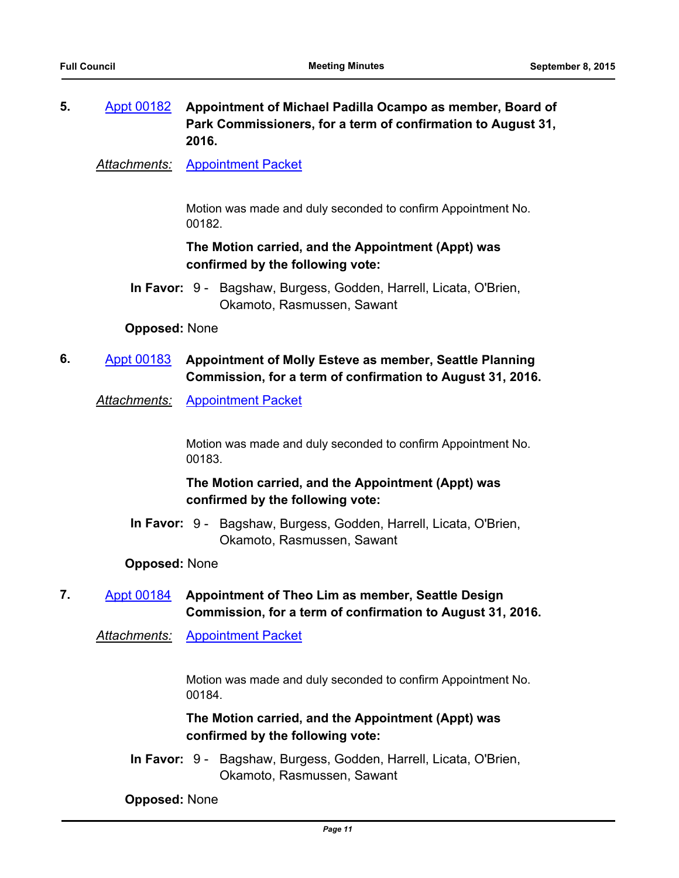**5.** Appt 00182 **Appointment of Michael Padilla Ocampo as member, Board of Park Commissioners, for a term of confirmation to August 31, 2016.**

*Attachments:* Appointment Packet

Motion was made and duly seconded to confirm Appointment No. 00182.

**The Motion carried, and the Appointment (Appt) was confirmed by the following vote:**

**In Favor:** 9 - Bagshaw, Burgess, Godden, Harrell, Licata, O'Brien, Okamoto, Rasmussen, Sawant

**Opposed:** None

**6.** Appt 00183 **Appointment of Molly Esteve as member, Seattle Planning Commission, for a term of confirmation to August 31, 2016.**

*Attachments:* Appointment Packet

Motion was made and duly seconded to confirm Appointment No. 00183.

**The Motion carried, and the Appointment (Appt) was confirmed by the following vote:**

**In Favor:** 9 - Bagshaw, Burgess, Godden, Harrell, Licata, O'Brien, Okamoto, Rasmussen, Sawant

**Opposed:** None

**7.** Appt 00184 **Appointment of Theo Lim as member, Seattle Design Commission, for a term of confirmation to August 31, 2016.**

*Attachments:* Appointment Packet

Motion was made and duly seconded to confirm Appointment No. 00184.

**The Motion carried, and the Appointment (Appt) was confirmed by the following vote:**

**In Favor:** 9 - Bagshaw, Burgess, Godden, Harrell, Licata, O'Brien, Okamoto, Rasmussen, Sawant

**Opposed:** None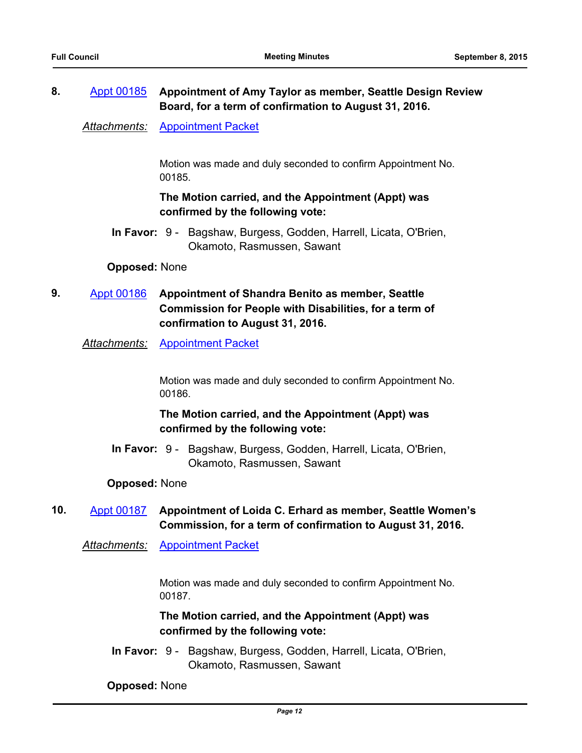**8.** Appt 00185 **Appointment of Amy Taylor as member, Seattle Design Review Board, for a term of confirmation to August 31, 2016.**

*Attachments:* Appointment Packet

Motion was made and duly seconded to confirm Appointment No. 00185.

**The Motion carried, and the Appointment (Appt) was confirmed by the following vote:**

**In Favor:** 9 - Bagshaw, Burgess, Godden, Harrell, Licata, O'Brien, Okamoto, Rasmussen, Sawant

**Opposed:** None

**9.** Appt 00186 **Appointment of Shandra Benito as member, Seattle Commission for People with Disabilities, for a term of confirmation to August 31, 2016.**

*Attachments:* Appointment Packet

Motion was made and duly seconded to confirm Appointment No. 00186.

**The Motion carried, and the Appointment (Appt) was confirmed by the following vote:**

**In Favor:** 9 - Bagshaw, Burgess, Godden, Harrell, Licata, O'Brien, Okamoto, Rasmussen, Sawant

**Opposed:** None

**10.** Appt 00187 **Appointment of Loida C. Erhard as member, Seattle Women's Commission, for a term of confirmation to August 31, 2016.**

*Attachments:* Appointment Packet

Motion was made and duly seconded to confirm Appointment No. 00187.

**The Motion carried, and the Appointment (Appt) was confirmed by the following vote:**

**In Favor:** 9 - Bagshaw, Burgess, Godden, Harrell, Licata, O'Brien, Okamoto, Rasmussen, Sawant

**Opposed:** None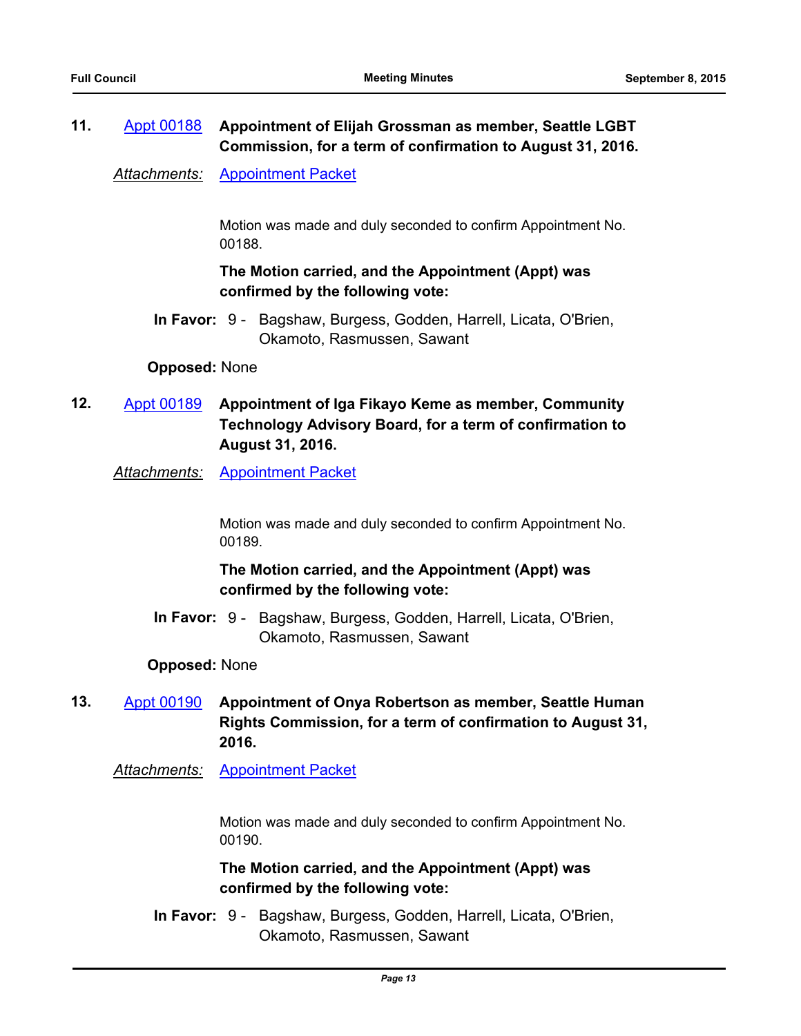**11.** [Appt 00188](#) **Appointment of Elijah Grossman as member, Seattle LGBT Commission, for a term of confirmation to August 31, 2016.**

*Attachments:* [Appointment Packet](#)

Motion was made and duly seconded to confirm Appointment No. 00188.

**The Motion carried, and the Appointment (Appt) was confirmed by the following vote:**

**In Favor:** 9 - Bagshaw, Burgess, Godden, Harrell, Licata, O'Brien, Okamoto, Rasmussen, Sawant

**Opposed:** None

**12.** [Appt 00189](#) **Appointment of Iga Fikayo Keme as member, Community Technology Advisory Board, for a term of confirmation to August 31, 2016.**

*Attachments:* [Appointment Packet](#)

Motion was made and duly seconded to confirm Appointment No. 00189.

**The Motion carried, and the Appointment (Appt) was confirmed by the following vote:**

**In Favor:** 9 - Bagshaw, Burgess, Godden, Harrell, Licata, O'Brien, Okamoto, Rasmussen, Sawant

**Opposed:** None

**13.** [Appt 00190](#) **Appointment of Onya Robertson as member, Seattle Human Rights Commission, for a term of confirmation to August 31, 2016.**

*Attachments:* [Appointment Packet](#)

Motion was made and duly seconded to confirm Appointment No. 00190.

**The Motion carried, and the Appointment (Appt) was confirmed by the following vote:**

**In Favor:** 9 - Bagshaw, Burgess, Godden, Harrell, Licata, O'Brien, Okamoto, Rasmussen, Sawant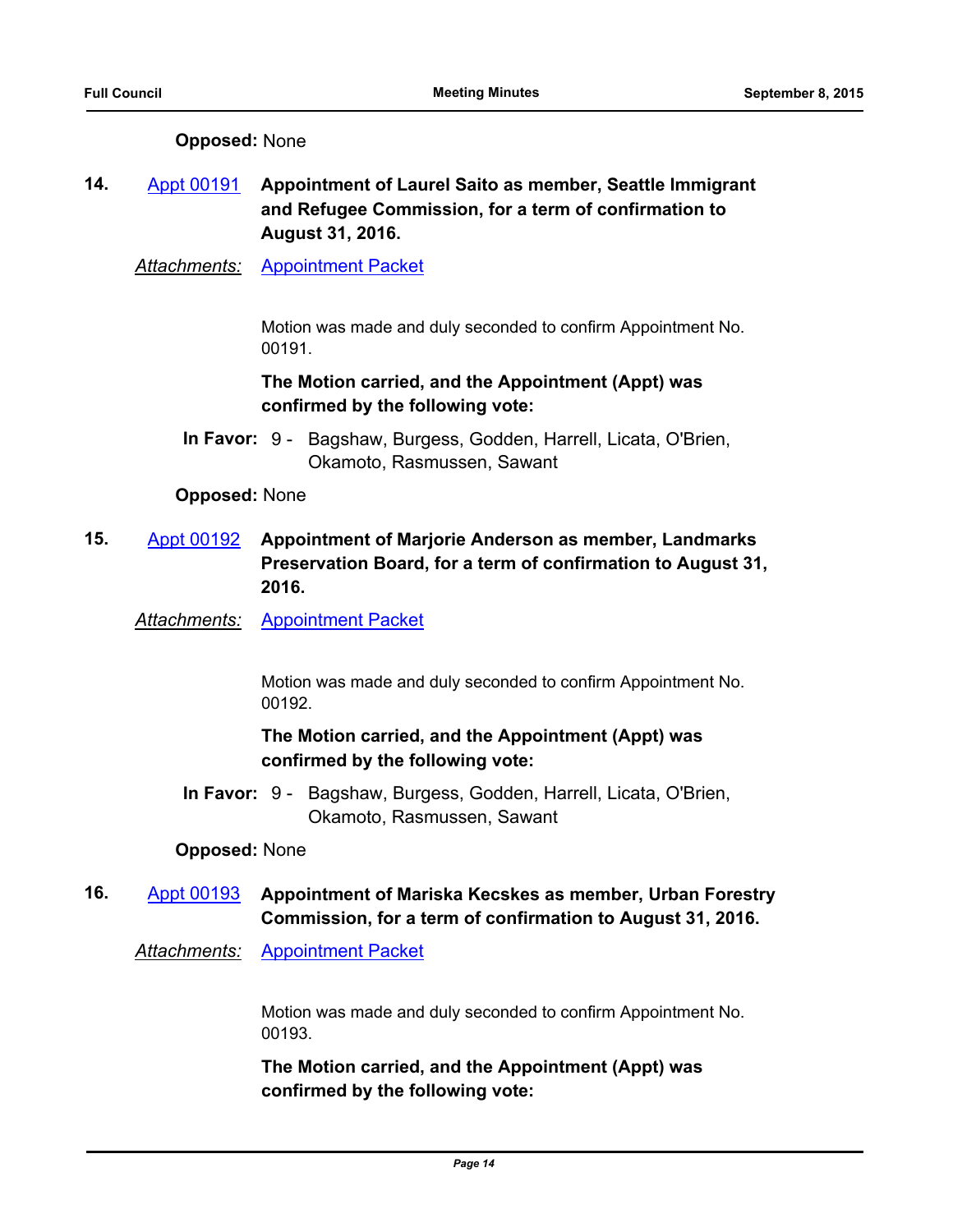**Opposed:** None

**14.** Appt 00191 **Appointment of Laurel Saito as member, Seattle Immigrant and Refugee Commission, for a term of confirmation to August 31, 2016.**

*Attachments:* Appointment Packet

Motion was made and duly seconded to confirm Appointment No. 00191.

**The Motion carried, and the Appointment (Appt) was confirmed by the following vote:**

**In Favor:** 9 - Bagshaw, Burgess, Godden, Harrell, Licata, O'Brien, Okamoto, Rasmussen, Sawant

**Opposed:** None

**15.** Appt 00192 **Appointment of Marjorie Anderson as member, Landmarks Preservation Board, for a term of confirmation to August 31, 2016.**

*Attachments:* Appointment Packet

Motion was made and duly seconded to confirm Appointment No. 00192.

**The Motion carried, and the Appointment (Appt) was confirmed by the following vote:**

**In Favor:** 9 - Bagshaw, Burgess, Godden, Harrell, Licata, O'Brien, Okamoto, Rasmussen, Sawant

**Opposed:** None

**16.** Appt 00193 **Appointment of Mariska Kecskes as member, Urban Forestry Commission, for a term of confirmation to August 31, 2016.**

*Attachments:* Appointment Packet

Motion was made and duly seconded to confirm Appointment No. 00193.

**The Motion carried, and the Appointment (Appt) was confirmed by the following vote:**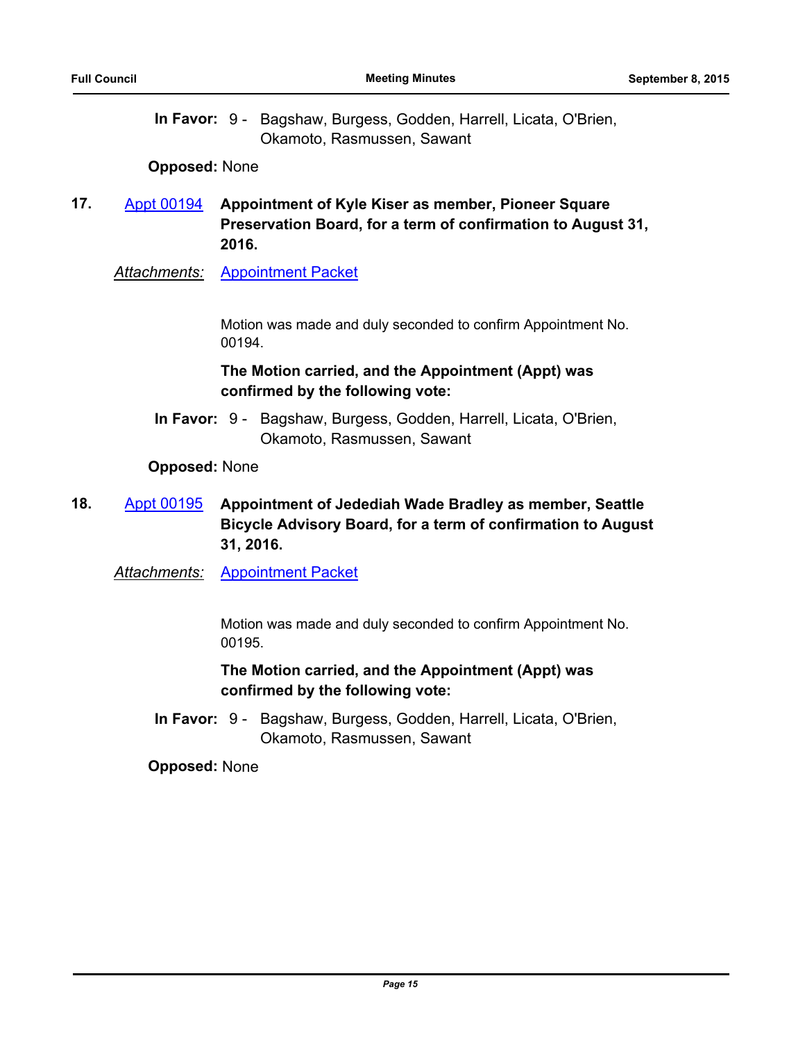**In Favor:** 9 - Bagshaw, Burgess, Godden, Harrell, Licata, O'Brien, Okamoto, Rasmussen, Sawant

**Opposed:** None

**17.** Appt 00194 **Appointment of Kyle Kiser as member, Pioneer Square Preservation Board, for a term of confirmation to August 31, 2016.**

*Attachments:* Appointment Packet

Motion was made and duly seconded to confirm Appointment No. 00194.

**The Motion carried, and the Appointment (Appt) was confirmed by the following vote:**

**In Favor:** 9 - Bagshaw, Burgess, Godden, Harrell, Licata, O'Brien, Okamoto, Rasmussen, Sawant

**Opposed:** None

**18.** Appt 00195 **Appointment of Jedediah Wade Bradley as member, Seattle Bicycle Advisory Board, for a term of confirmation to August 31, 2016.**

*Attachments:* Appointment Packet

Motion was made and duly seconded to confirm Appointment No. 00195.

**The Motion carried, and the Appointment (Appt) was confirmed by the following vote:**

**In Favor:** 9 - Bagshaw, Burgess, Godden, Harrell, Licata, O'Brien, Okamoto, Rasmussen, Sawant

**Opposed:** None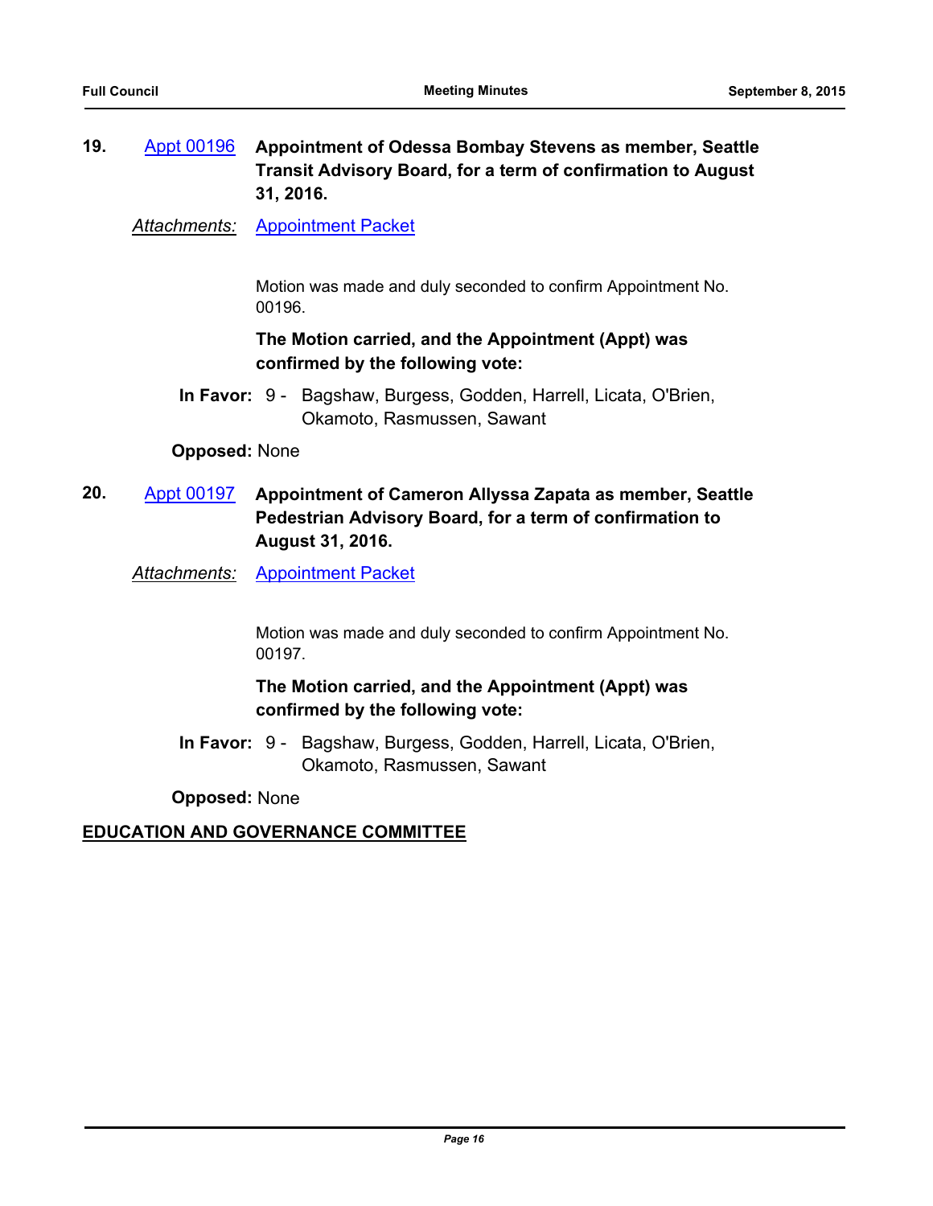**19.** Appt 00196 **Appointment of Odessa Bombay Stevens as member, Seattle Transit Advisory Board, for a term of confirmation to August 31, 2016.**

*Attachments:* Appointment Packet

Motion was made and duly seconded to confirm Appointment No. 00196.

**The Motion carried, and the Appointment (Appt) was confirmed by the following vote:**

**In Favor:** 9 - Bagshaw, Burgess, Godden, Harrell, Licata, O'Brien, Okamoto, Rasmussen, Sawant

**Opposed:** None

**20.** Appt 00197 **Appointment of Cameron Allyssa Zapata as member, Seattle Pedestrian Advisory Board, for a term of confirmation to August 31, 2016.**

*Attachments:* Appointment Packet

Motion was made and duly seconded to confirm Appointment No. 00197.

**The Motion carried, and the Appointment (Appt) was confirmed by the following vote:**

**In Favor:** 9 - Bagshaw, Burgess, Godden, Harrell, Licata, O'Brien, Okamoto, Rasmussen, Sawant

**Opposed:** None

**EDUCATION AND GOVERNANCE COMMITTEE**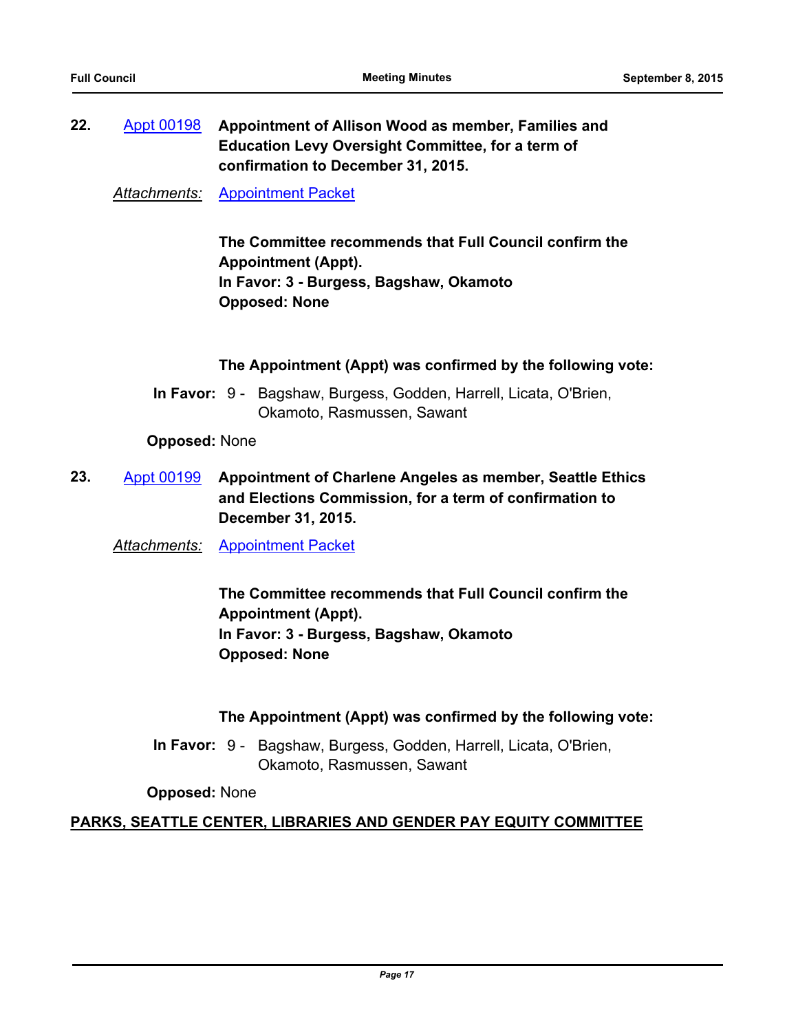**22.** Appt 00198 **Appointment of Allison Wood as member, Families and Education Levy Oversight Committee, for a term of confirmation to December 31, 2015.**

*Attachments:* Appointment Packet

**The Committee recommends that Full Council confirm the Appointment (Appt).**
**In Favor: 3 - Burgess, Bagshaw, Okamoto**
**Opposed: None**

**The Appointment (Appt) was confirmed by the following vote:**

**In Favor:** 9 - Bagshaw, Burgess, Godden, Harrell, Licata, O'Brien, Okamoto, Rasmussen, Sawant

**Opposed:** None

**23.** Appt 00199 **Appointment of Charlene Angeles as member, Seattle Ethics and Elections Commission, for a term of confirmation to December 31, 2015.**

*Attachments:* Appointment Packet

**The Committee recommends that Full Council confirm the Appointment (Appt).**
**In Favor: 3 - Burgess, Bagshaw, Okamoto**
**Opposed: None**

**The Appointment (Appt) was confirmed by the following vote:**

**In Favor:** 9 - Bagshaw, Burgess, Godden, Harrell, Licata, O'Brien, Okamoto, Rasmussen, Sawant

**Opposed:** None

## PARKS, SEATTLE CENTER, LIBRARIES AND GENDER PAY EQUITY COMMITTEE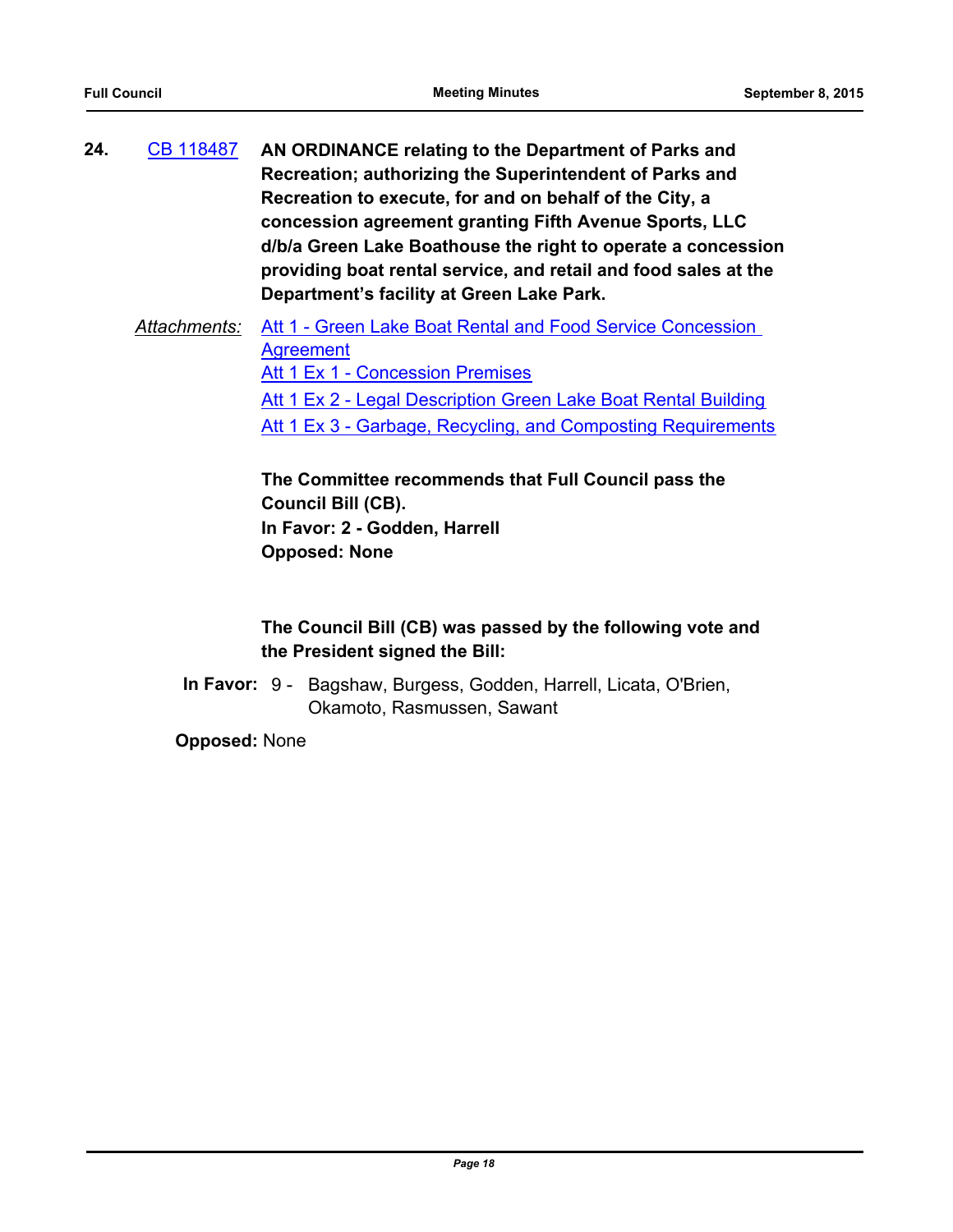**24.** CB 118487 **AN ORDINANCE relating to the Department of Parks and Recreation; authorizing the Superintendent of Parks and Recreation to execute, for and on behalf of the City, a concession agreement granting Fifth Avenue Sports, LLC d/b/a Green Lake Boathouse the right to operate a concession providing boat rental service, and retail and food sales at the Department's facility at Green Lake Park.**

*Attachments:* Att 1 - Green Lake Boat Rental and Food Service Concession Agreement
Att 1 Ex 1 - Concession Premises
Att 1 Ex 2 - Legal Description Green Lake Boat Rental Building
Att 1 Ex 3 - Garbage, Recycling, and Composting Requirements

**The Committee recommends that Full Council pass the Council Bill (CB).**
**In Favor: 2 - Godden, Harrell**
**Opposed: None**

**The Council Bill (CB) was passed by the following vote and the President signed the Bill:**

**In Favor:** 9 - Bagshaw, Burgess, Godden, Harrell, Licata, O'Brien, Okamoto, Rasmussen, Sawant

**Opposed:** None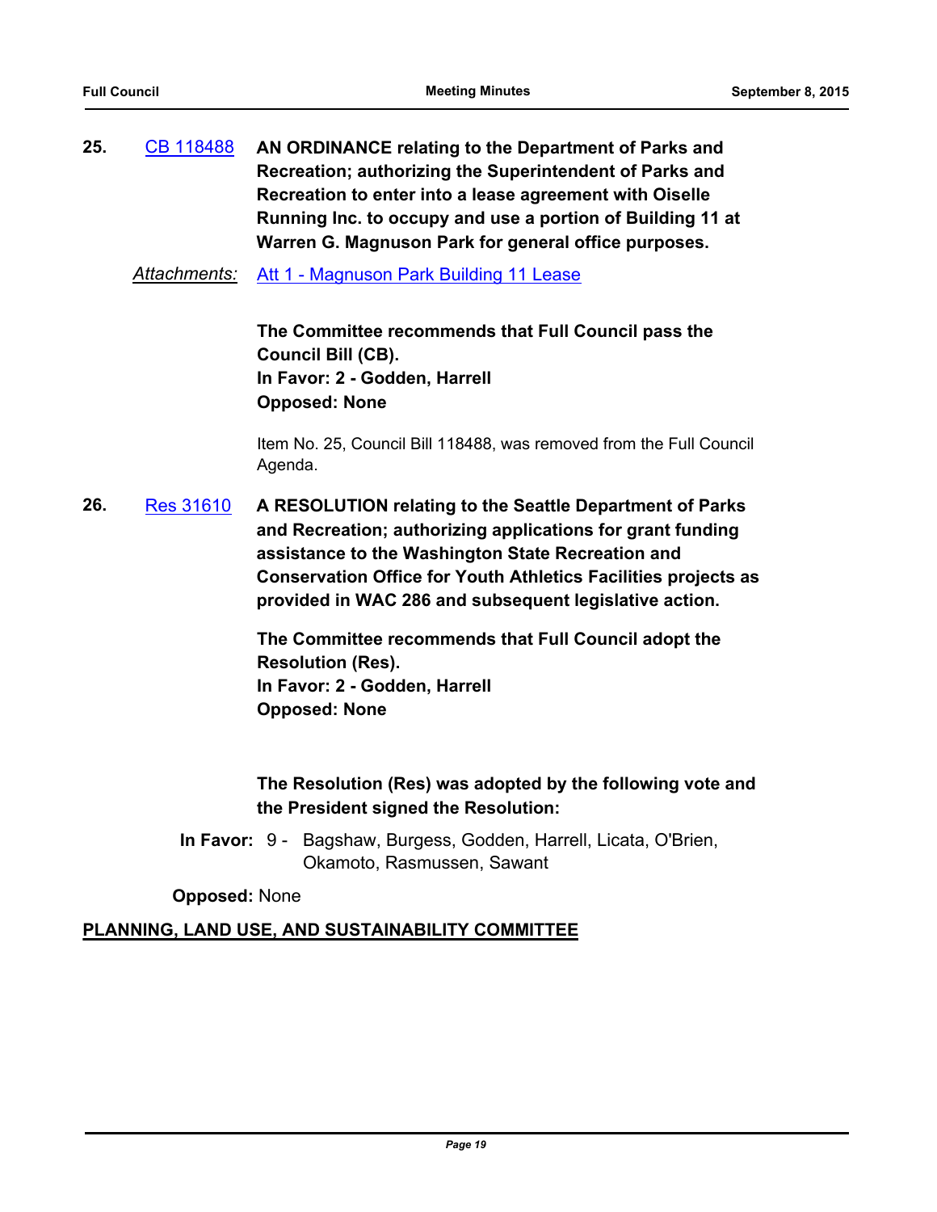**25.** CB 118488 **AN ORDINANCE relating to the Department of Parks and Recreation; authorizing the Superintendent of Parks and Recreation to enter into a lease agreement with Oiselle Running Inc. to occupy and use a portion of Building 11 at Warren G. Magnuson Park for general office purposes.**

*Attachments:* Att 1 - Magnuson Park Building 11 Lease

**The Committee recommends that Full Council pass the Council Bill (CB).**
**In Favor: 2 - Godden, Harrell**
**Opposed: None**

Item No. 25, Council Bill 118488, was removed from the Full Council Agenda.

**26.** Res 31610 **A RESOLUTION relating to the Seattle Department of Parks and Recreation; authorizing applications for grant funding assistance to the Washington State Recreation and Conservation Office for Youth Athletics Facilities projects as provided in WAC 286 and subsequent legislative action.**

**The Committee recommends that Full Council adopt the Resolution (Res).**
**In Favor: 2 - Godden, Harrell**
**Opposed: None**

**The Resolution (Res) was adopted by the following vote and the President signed the Resolution:**

**In Favor:** 9 - Bagshaw, Burgess, Godden, Harrell, Licata, O'Brien, Okamoto, Rasmussen, Sawant

**Opposed:** None

## PLANNING, LAND USE, AND SUSTAINABILITY COMMITTEE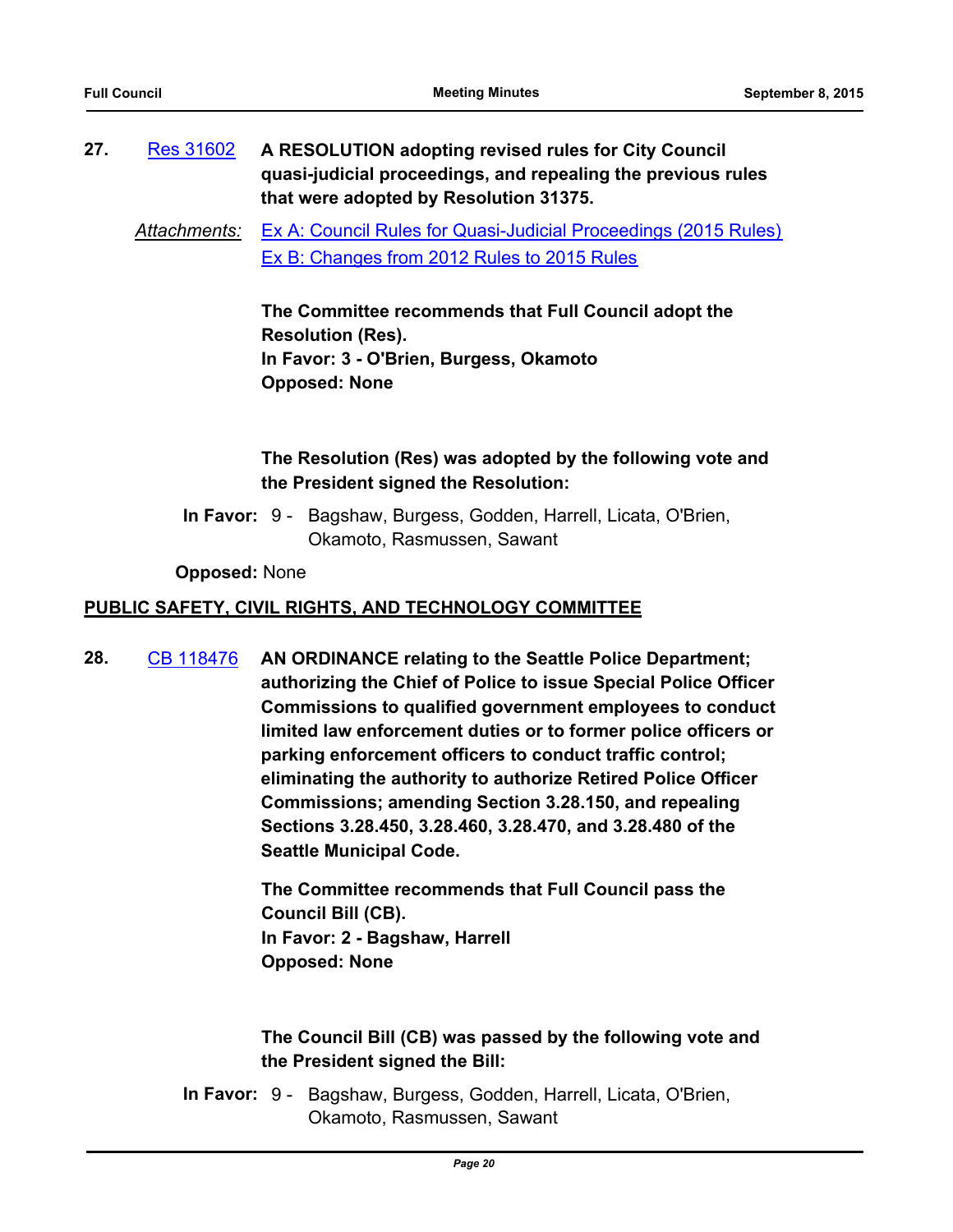**27.** Res 31602 **A RESOLUTION adopting revised rules for City Council quasi-judicial proceedings, and repealing the previous rules that were adopted by Resolution 31375.**

*Attachments:* Ex A: Council Rules for Quasi-Judicial Proceedings (2015 Rules)
Ex B: Changes from 2012 Rules to 2015 Rules

**The Committee recommends that Full Council adopt the Resolution (Res).**
**In Favor: 3 - O'Brien, Burgess, Okamoto**
**Opposed: None**

**The Resolution (Res) was adopted by the following vote and the President signed the Resolution:**

**In Favor:** 9 - Bagshaw, Burgess, Godden, Harrell, Licata, O'Brien, Okamoto, Rasmussen, Sawant

**Opposed:** None

## PUBLIC SAFETY, CIVIL RIGHTS, AND TECHNOLOGY COMMITTEE

**28.** CB 118476 **AN ORDINANCE relating to the Seattle Police Department; authorizing the Chief of Police to issue Special Police Officer Commissions to qualified government employees to conduct limited law enforcement duties or to former police officers or parking enforcement officers to conduct traffic control; eliminating the authority to authorize Retired Police Officer Commissions; amending Section 3.28.150, and repealing Sections 3.28.450, 3.28.460, 3.28.470, and 3.28.480 of the Seattle Municipal Code.**

**The Committee recommends that Full Council pass the Council Bill (CB).**
**In Favor: 2 - Bagshaw, Harrell**
**Opposed: None**

**The Council Bill (CB) was passed by the following vote and the President signed the Bill:**

**In Favor:** 9 - Bagshaw, Burgess, Godden, Harrell, Licata, O'Brien, Okamoto, Rasmussen, Sawant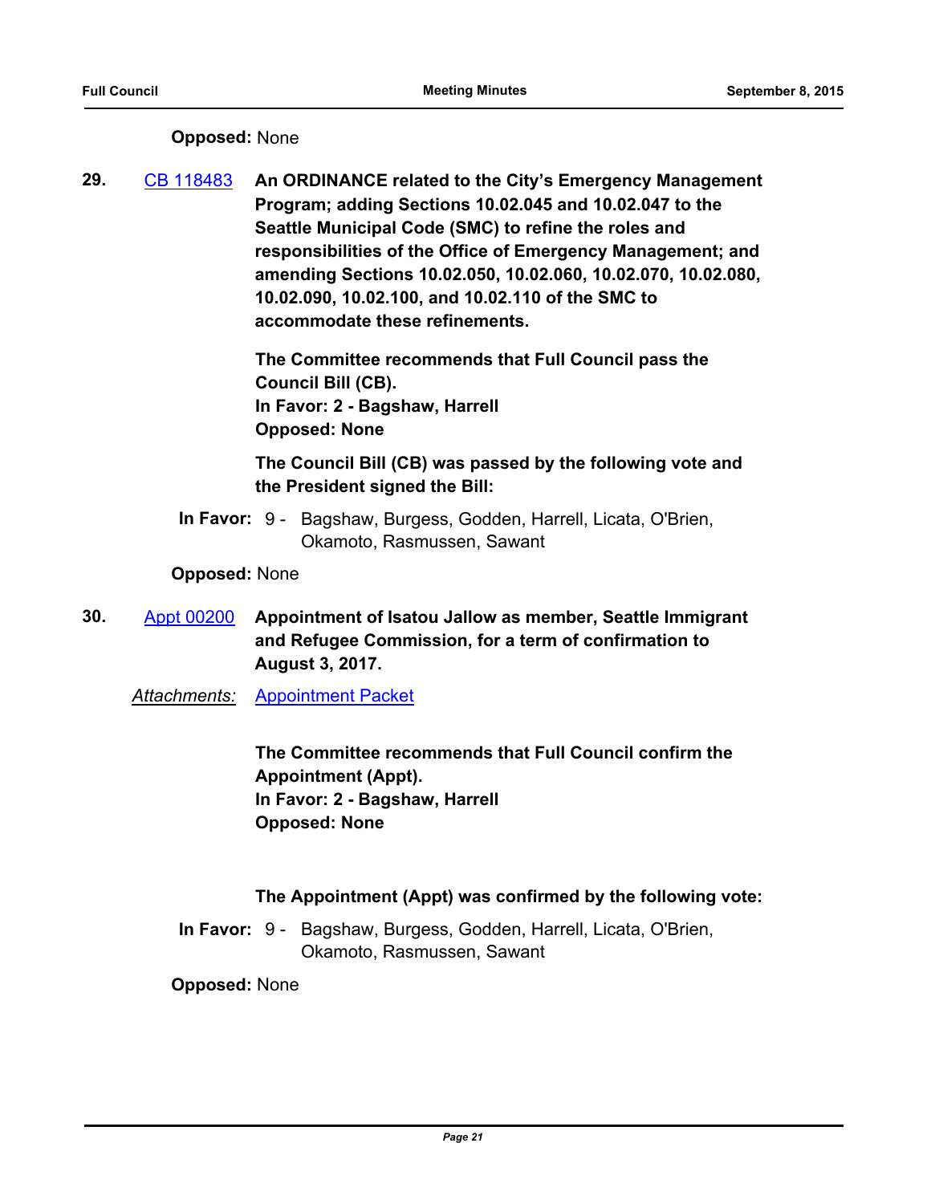**Opposed:** None

**29.** CB 118483 **An ORDINANCE related to the City's Emergency Management Program; adding Sections 10.02.045 and 10.02.047 to the Seattle Municipal Code (SMC) to refine the roles and responsibilities of the Office of Emergency Management; and amending Sections 10.02.050, 10.02.060, 10.02.070, 10.02.080, 10.02.090, 10.02.100, and 10.02.110 of the SMC to accommodate these refinements.**

**The Committee recommends that Full Council pass the Council Bill (CB).**
**In Favor: 2 - Bagshaw, Harrell**
**Opposed: None**

**The Council Bill (CB) was passed by the following vote and the President signed the Bill:**

**In Favor:** 9 - Bagshaw, Burgess, Godden, Harrell, Licata, O'Brien, Okamoto, Rasmussen, Sawant

**Opposed:** None

**30.** Appt 00200 **Appointment of Isatou Jallow as member, Seattle Immigrant and Refugee Commission, for a term of confirmation to August 3, 2017.**

*Attachments:* Appointment Packet

**The Committee recommends that Full Council confirm the Appointment (Appt).**
**In Favor: 2 - Bagshaw, Harrell**
**Opposed: None**

**The Appointment (Appt) was confirmed by the following vote:**

**In Favor:** 9 - Bagshaw, Burgess, Godden, Harrell, Licata, O'Brien, Okamoto, Rasmussen, Sawant

**Opposed:** None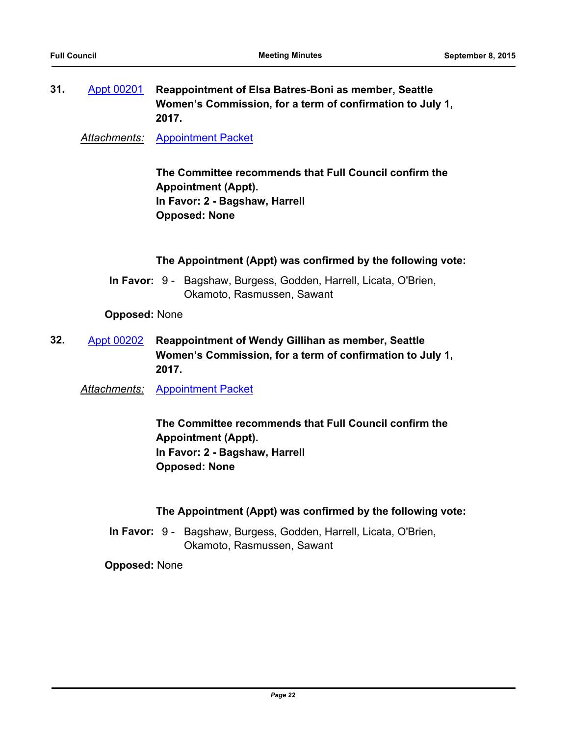**31.** Appt 00201 **Reappointment of Elsa Batres-Boni as member, Seattle Women's Commission, for a term of confirmation to July 1, 2017.**

*Attachments:* Appointment Packet

**The Committee recommends that Full Council confirm the Appointment (Appt).**
**In Favor: 2 - Bagshaw, Harrell**
**Opposed: None**

**The Appointment (Appt) was confirmed by the following vote:**

**In Favor:** 9 - Bagshaw, Burgess, Godden, Harrell, Licata, O'Brien, Okamoto, Rasmussen, Sawant

**Opposed:** None

**32.** Appt 00202 **Reappointment of Wendy Gillihan as member, Seattle Women's Commission, for a term of confirmation to July 1, 2017.**

*Attachments:* Appointment Packet

**The Committee recommends that Full Council confirm the Appointment (Appt).**
**In Favor: 2 - Bagshaw, Harrell**
**Opposed: None**

**The Appointment (Appt) was confirmed by the following vote:**

**In Favor:** 9 - Bagshaw, Burgess, Godden, Harrell, Licata, O'Brien, Okamoto, Rasmussen, Sawant

**Opposed:** None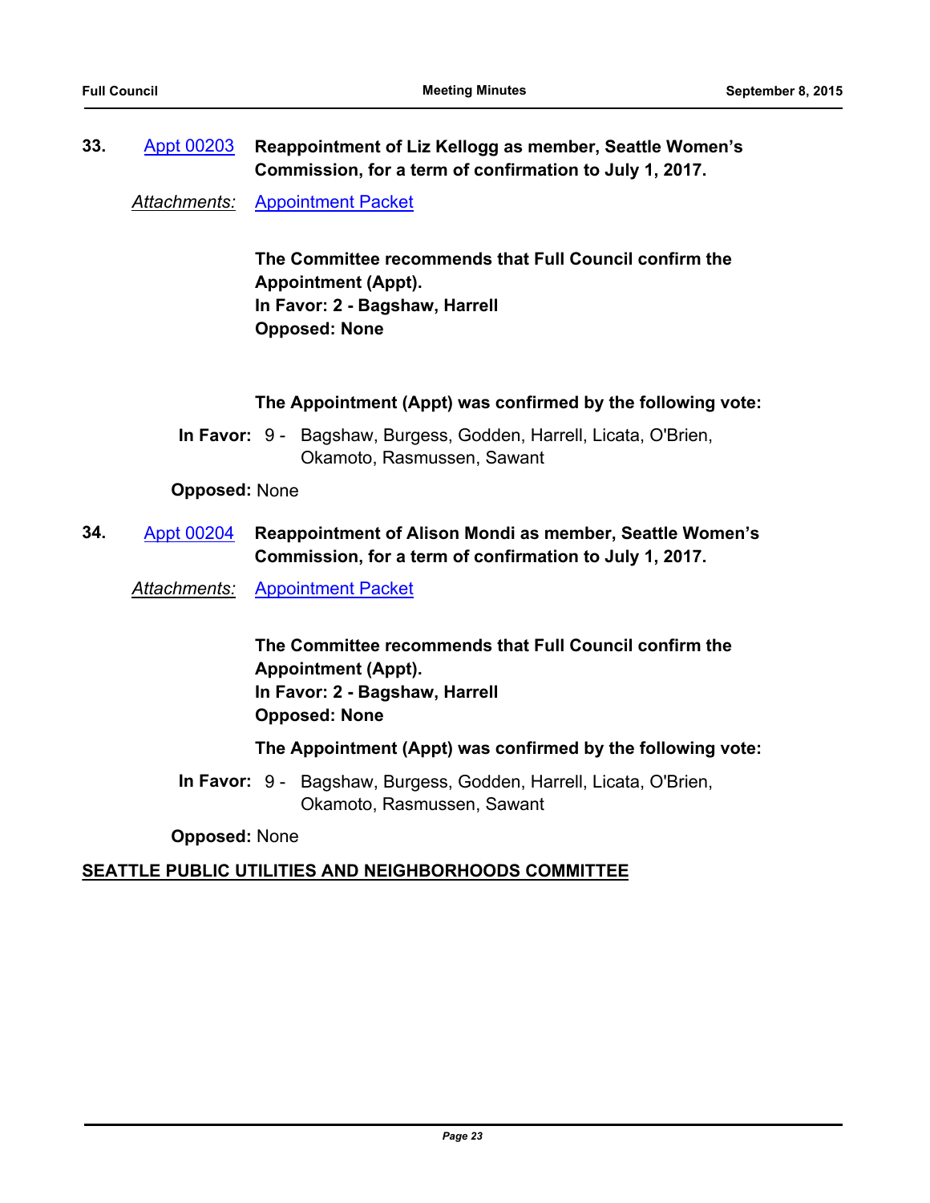**33.** Appt 00203 **Reappointment of Liz Kellogg as member, Seattle Women's Commission, for a term of confirmation to July 1, 2017.**

*Attachments:* Appointment Packet

**The Committee recommends that Full Council confirm the Appointment (Appt).**
**In Favor: 2 - Bagshaw, Harrell**
**Opposed: None**

**The Appointment (Appt) was confirmed by the following vote:**

**In Favor:** 9 - Bagshaw, Burgess, Godden, Harrell, Licata, O'Brien, Okamoto, Rasmussen, Sawant

**Opposed:** None

**34.** Appt 00204 **Reappointment of Alison Mondi as member, Seattle Women's Commission, for a term of confirmation to July 1, 2017.**

*Attachments:* Appointment Packet

**The Committee recommends that Full Council confirm the Appointment (Appt).**
**In Favor: 2 - Bagshaw, Harrell**
**Opposed: None**

**The Appointment (Appt) was confirmed by the following vote:**

**In Favor:** 9 - Bagshaw, Burgess, Godden, Harrell, Licata, O'Brien, Okamoto, Rasmussen, Sawant

**Opposed:** None

## SEATTLE PUBLIC UTILITIES AND NEIGHBORHOODS COMMITTEE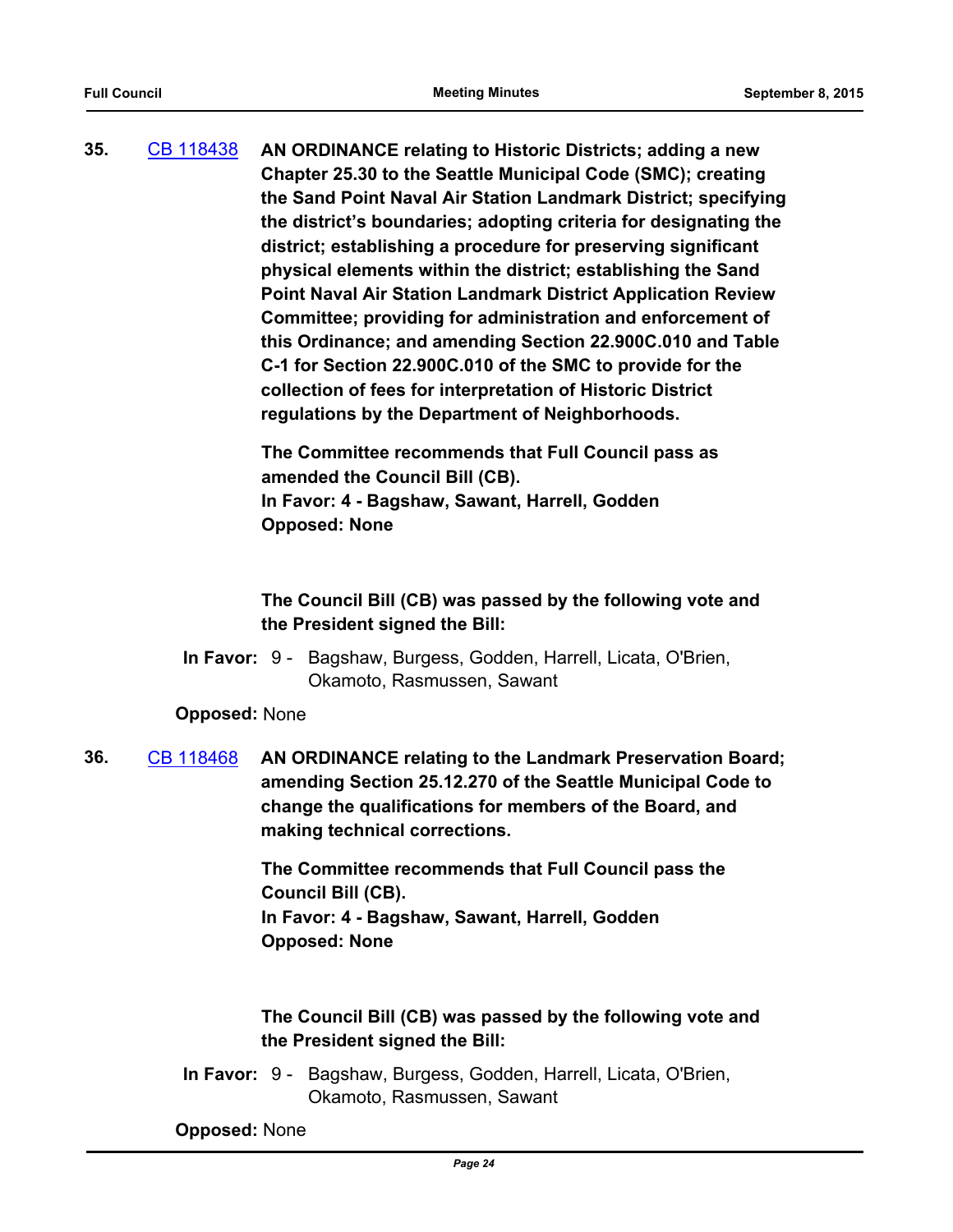**35.** [CB 118438](CB 118438) **AN ORDINANCE relating to Historic Districts; adding a new Chapter 25.30 to the Seattle Municipal Code (SMC); creating the Sand Point Naval Air Station Landmark District; specifying the district's boundaries; adopting criteria for designating the district; establishing a procedure for preserving significant physical elements within the district; establishing the Sand Point Naval Air Station Landmark District Application Review Committee; providing for administration and enforcement of this Ordinance; and amending Section 22.900C.010 and Table C-1 for Section 22.900C.010 of the SMC to provide for the collection of fees for interpretation of Historic District regulations by the Department of Neighborhoods.**

**The Committee recommends that Full Council pass as amended the Council Bill (CB).**
**In Favor: 4 - Bagshaw, Sawant, Harrell, Godden**
**Opposed: None**

**The Council Bill (CB) was passed by the following vote and the President signed the Bill:**

**In Favor:** 9 - Bagshaw, Burgess, Godden, Harrell, Licata, O'Brien, Okamoto, Rasmussen, Sawant

**Opposed:** None

**36.** [CB 118468](CB 118468) **AN ORDINANCE relating to the Landmark Preservation Board; amending Section 25.12.270 of the Seattle Municipal Code to change the qualifications for members of the Board, and making technical corrections.**

**The Committee recommends that Full Council pass the Council Bill (CB).**
**In Favor: 4 - Bagshaw, Sawant, Harrell, Godden**
**Opposed: None**

**The Council Bill (CB) was passed by the following vote and the President signed the Bill:**

**In Favor:** 9 - Bagshaw, Burgess, Godden, Harrell, Licata, O'Brien, Okamoto, Rasmussen, Sawant

**Opposed:** None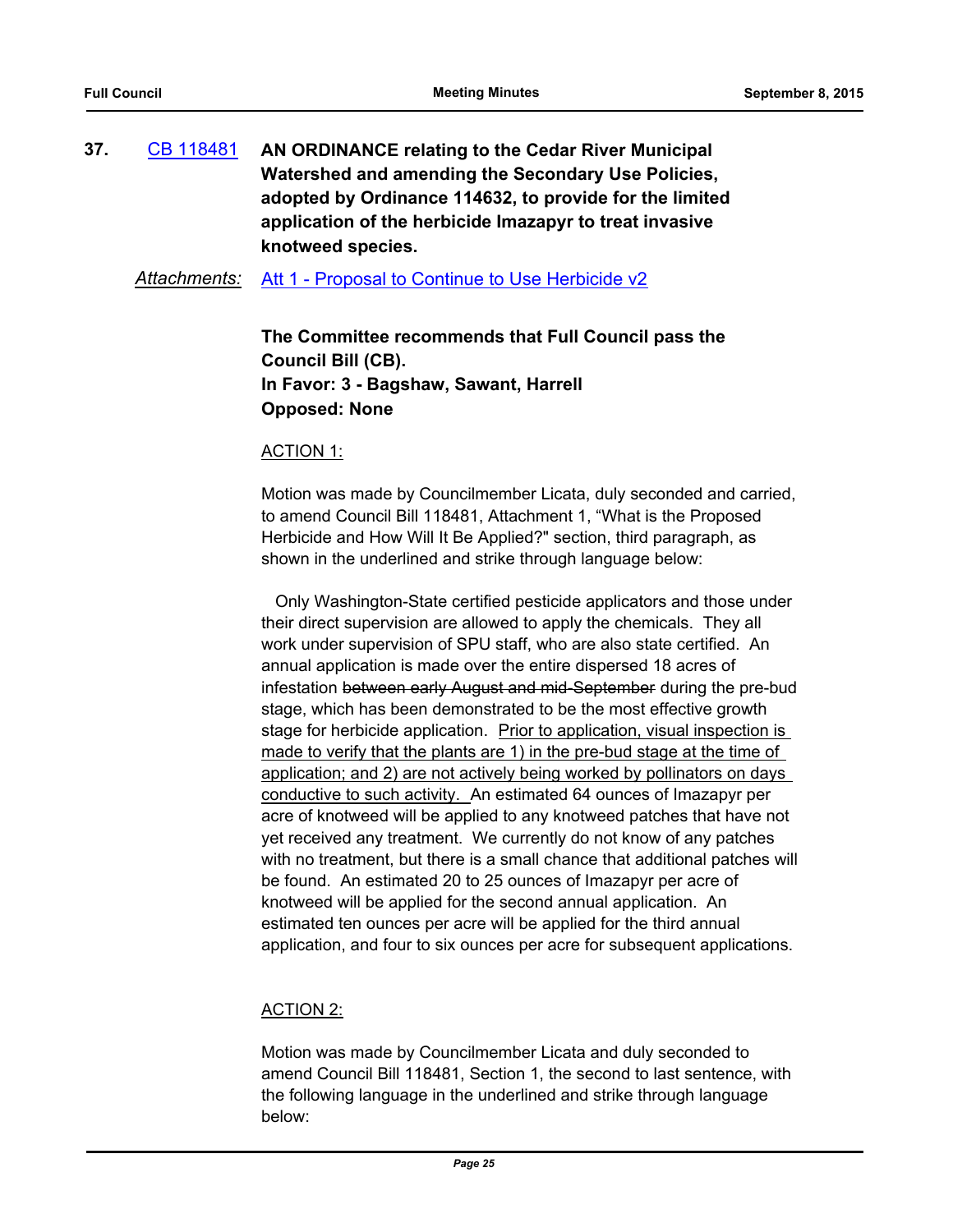**37.** CB 118481 **AN ORDINANCE relating to the Cedar River Municipal Watershed and amending the Secondary Use Policies, adopted by Ordinance 114632, to provide for the limited application of the herbicide Imazapyr to treat invasive knotweed species.**

*Attachments:* Att 1 - Proposal to Continue to Use Herbicide v2

**The Committee recommends that Full Council pass the Council Bill (CB).**
**In Favor: 3 - Bagshaw, Sawant, Harrell**
**Opposed: None**

<u>ACTION 1:</u>

Motion was made by Councilmember Licata, duly seconded and carried, to amend Council Bill 118481, Attachment 1, "What is the Proposed Herbicide and How Will It Be Applied?" section, third paragraph, as shown in the underlined and strike through language below:

Only Washington-State certified pesticide applicators and those under their direct supervision are allowed to apply the chemicals. They all work under supervision of SPU staff, who are also state certified. An annual application is made over the entire dispersed 18 acres of infestation ~~between early August and mid-September~~ during the pre-bud stage, which has been demonstrated to be the most effective growth stage for herbicide application. <u>Prior to application, visual inspection is made to verify that the plants are 1) in the pre-bud stage at the time of application; and 2) are not actively being worked by pollinators on days conductive to such activity.</u> An estimated 64 ounces of Imazapyr per acre of knotweed will be applied to any knotweed patches that have not yet received any treatment. We currently do not know of any patches with no treatment, but there is a small chance that additional patches will be found. An estimated 20 to 25 ounces of Imazapyr per acre of knotweed will be applied for the second annual application. An estimated ten ounces per acre will be applied for the third annual application, and four to six ounces per acre for subsequent applications.

<u>ACTION 2:</u>

Motion was made by Councilmember Licata and duly seconded to amend Council Bill 118481, Section 1, the second to last sentence, with the following language in the underlined and strike through language below: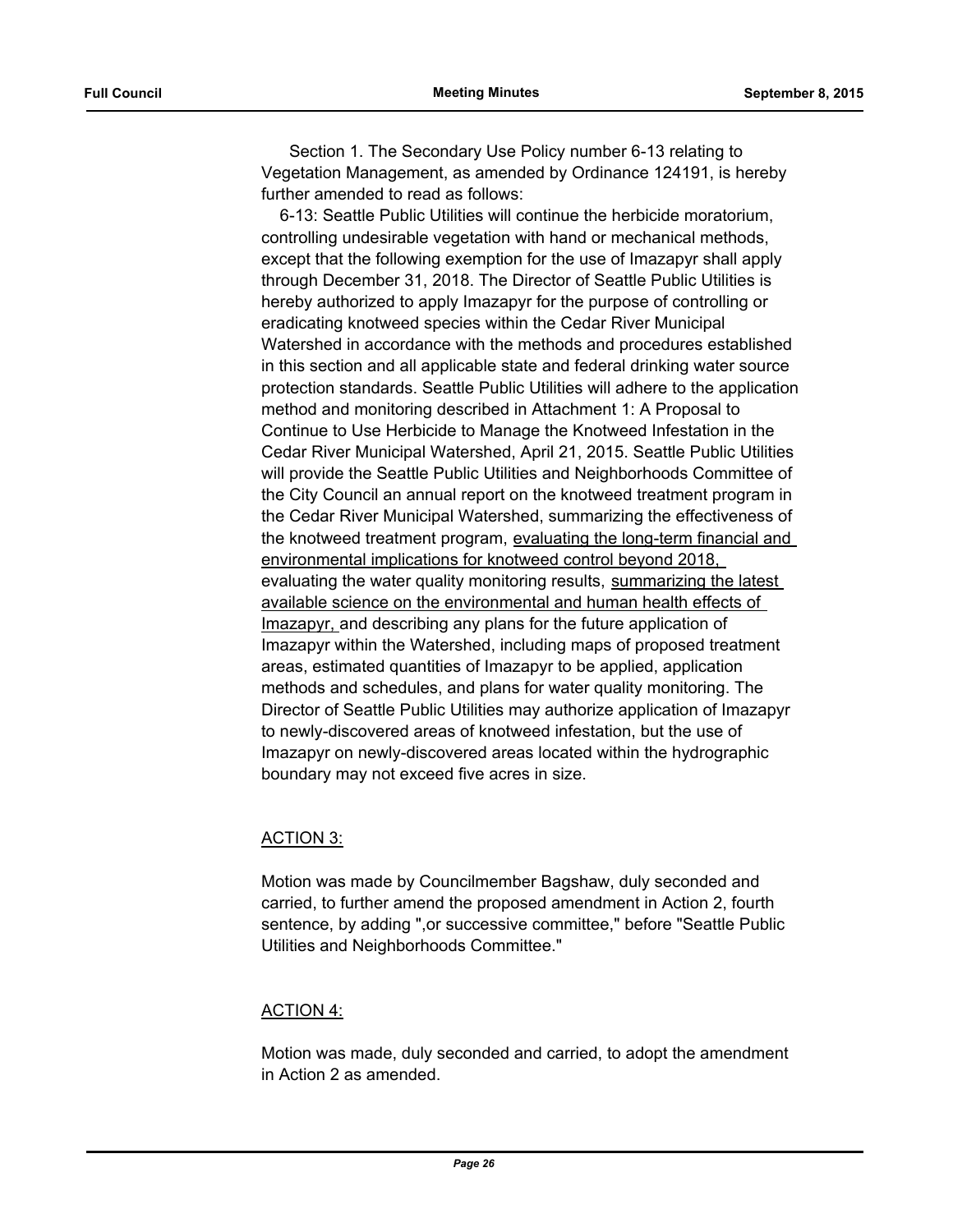Section 1. The Secondary Use Policy number 6-13 relating to Vegetation Management, as amended by Ordinance 124191, is hereby further amended to read as follows:

6-13: Seattle Public Utilities will continue the herbicide moratorium, controlling undesirable vegetation with hand or mechanical methods, except that the following exemption for the use of Imazapyr shall apply through December 31, 2018. The Director of Seattle Public Utilities is hereby authorized to apply Imazapyr for the purpose of controlling or eradicating knotweed species within the Cedar River Municipal Watershed in accordance with the methods and procedures established in this section and all applicable state and federal drinking water source protection standards. Seattle Public Utilities will adhere to the application method and monitoring described in Attachment 1: A Proposal to Continue to Use Herbicide to Manage the Knotweed Infestation in the Cedar River Municipal Watershed, April 21, 2015. Seattle Public Utilities will provide the Seattle Public Utilities and Neighborhoods Committee of the City Council an annual report on the knotweed treatment program in the Cedar River Municipal Watershed, summarizing the effectiveness of the knotweed treatment program, <u>evaluating the long-term financial and environmental implications for knotweed control beyond 2018,</u> evaluating the water quality monitoring results, <u>summarizing the latest available science on the environmental and human health effects of Imazapyr,</u> and describing any plans for the future application of Imazapyr within the Watershed, including maps of proposed treatment areas, estimated quantities of Imazapyr to be applied, application methods and schedules, and plans for water quality monitoring. The Director of Seattle Public Utilities may authorize application of Imazapyr to newly-discovered areas of knotweed infestation, but the use of Imazapyr on newly-discovered areas located within the hydrographic boundary may not exceed five acres in size.

<u>ACTION 3:</u>

Motion was made by Councilmember Bagshaw, duly seconded and carried, to further amend the proposed amendment in Action 2, fourth sentence, by adding ",or successive committee," before "Seattle Public Utilities and Neighborhoods Committee."

<u>ACTION 4:</u>

Motion was made, duly seconded and carried, to adopt the amendment in Action 2 as amended.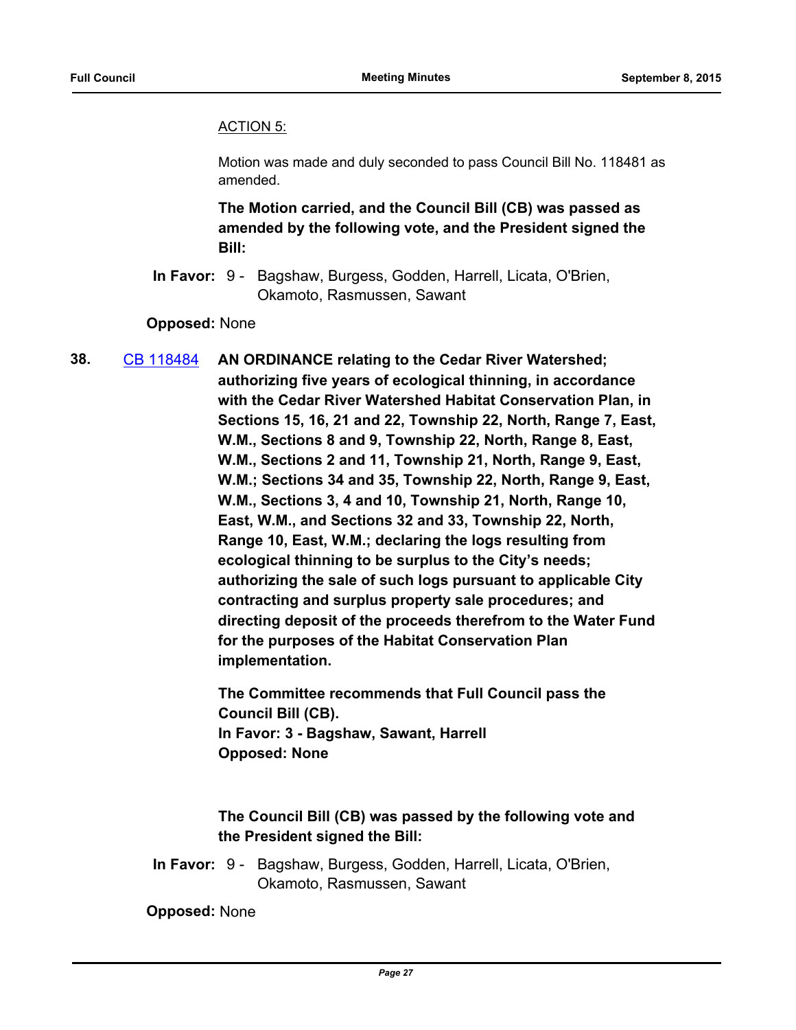ACTION 5:

Motion was made and duly seconded to pass Council Bill No. 118481 as amended.

**The Motion carried, and the Council Bill (CB) was passed as amended by the following vote, and the President signed the Bill:**

**In Favor:** 9 - Bagshaw, Burgess, Godden, Harrell, Licata, O'Brien, Okamoto, Rasmussen, Sawant

**Opposed:** None

**38.** CB 118484 **AN ORDINANCE relating to the Cedar River Watershed; authorizing five years of ecological thinning, in accordance with the Cedar River Watershed Habitat Conservation Plan, in Sections 15, 16, 21 and 22, Township 22, North, Range 7, East, W.M., Sections 8 and 9, Township 22, North, Range 8, East, W.M., Sections 2 and 11, Township 21, North, Range 9, East, W.M.; Sections 34 and 35, Township 22, North, Range 9, East, W.M., Sections 3, 4 and 10, Township 21, North, Range 10, East, W.M., and Sections 32 and 33, Township 22, North, Range 10, East, W.M.; declaring the logs resulting from ecological thinning to be surplus to the City's needs; authorizing the sale of such logs pursuant to applicable City contracting and surplus property sale procedures; and directing deposit of the proceeds therefrom to the Water Fund for the purposes of the Habitat Conservation Plan implementation.**

**The Committee recommends that Full Council pass the Council Bill (CB).**
**In Favor: 3 - Bagshaw, Sawant, Harrell**
**Opposed: None**

**The Council Bill (CB) was passed by the following vote and the President signed the Bill:**

**In Favor:** 9 - Bagshaw, Burgess, Godden, Harrell, Licata, O'Brien, Okamoto, Rasmussen, Sawant

**Opposed:** None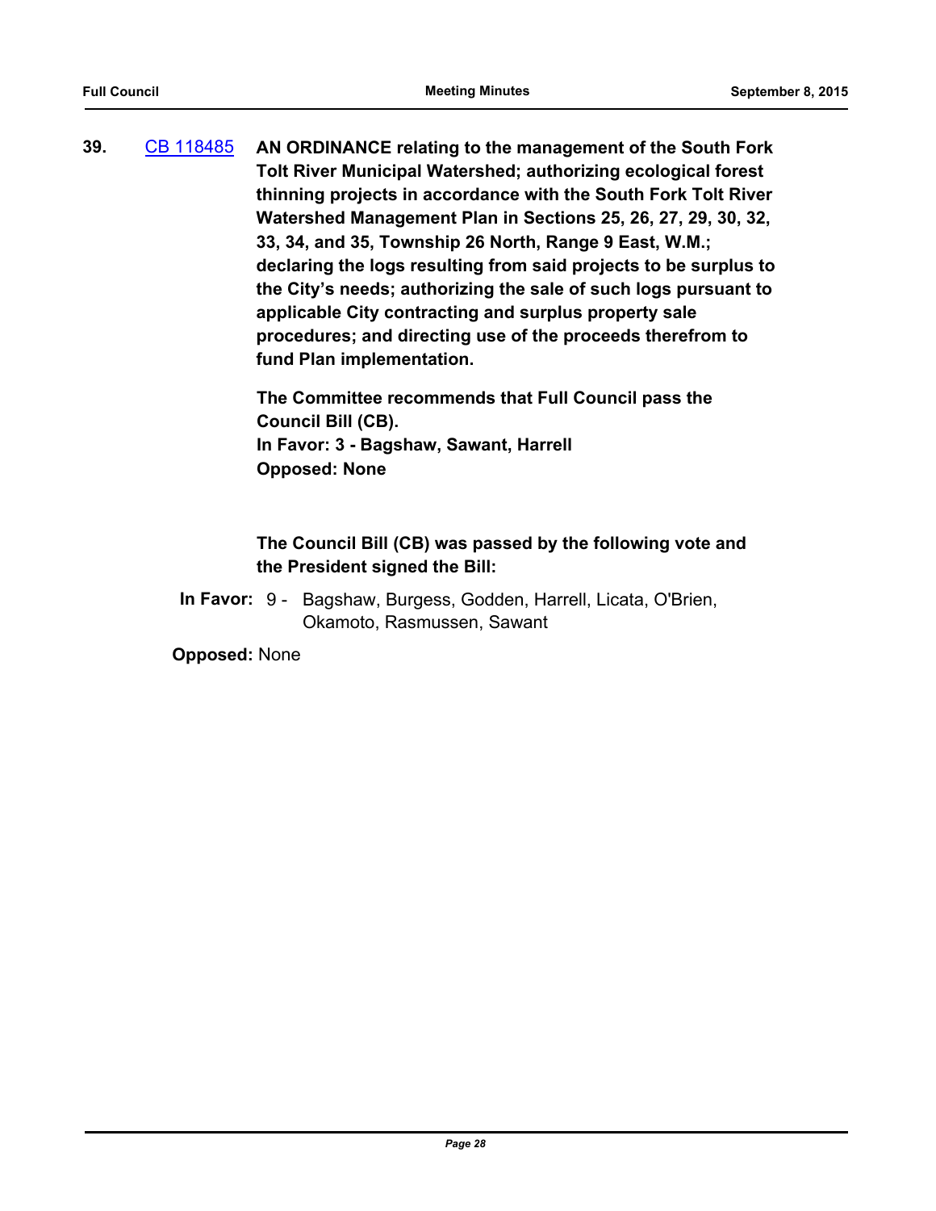**39.** CB 118485 **AN ORDINANCE relating to the management of the South Fork Tolt River Municipal Watershed; authorizing ecological forest thinning projects in accordance with the South Fork Tolt River Watershed Management Plan in Sections 25, 26, 27, 29, 30, 32, 33, 34, and 35, Township 26 North, Range 9 East, W.M.; declaring the logs resulting from said projects to be surplus to the City's needs; authorizing the sale of such logs pursuant to applicable City contracting and surplus property sale procedures; and directing use of the proceeds therefrom to fund Plan implementation.**

**The Committee recommends that Full Council pass the Council Bill (CB).**
**In Favor: 3 - Bagshaw, Sawant, Harrell**
**Opposed: None**

**The Council Bill (CB) was passed by the following vote and the President signed the Bill:**

**In Favor:** 9 - Bagshaw, Burgess, Godden, Harrell, Licata, O'Brien, Okamoto, Rasmussen, Sawant

**Opposed:** None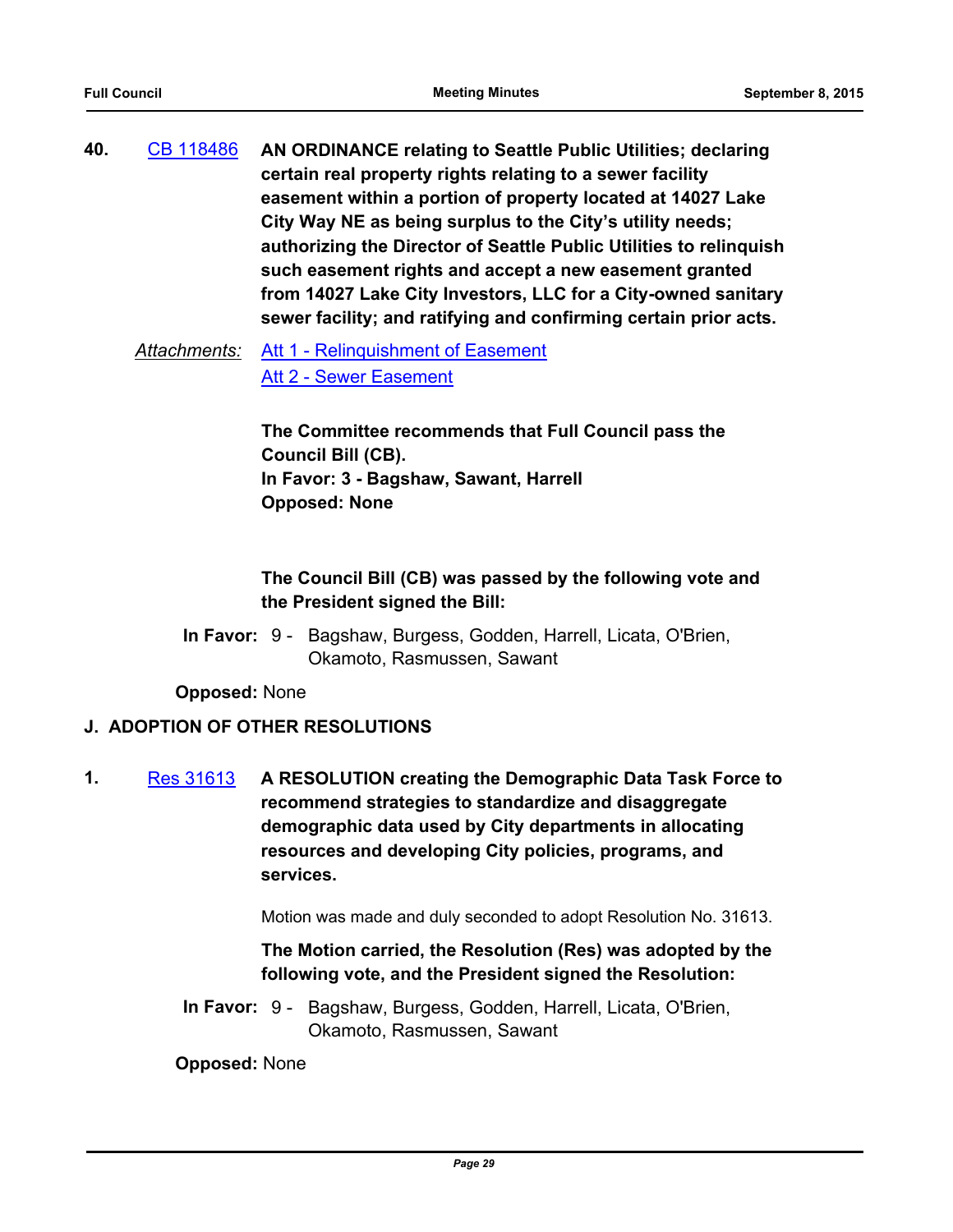**40.** [CB 118486](#) **AN ORDINANCE relating to Seattle Public Utilities; declaring certain real property rights relating to a sewer facility easement within a portion of property located at 14027 Lake City Way NE as being surplus to the City's utility needs; authorizing the Director of Seattle Public Utilities to relinquish such easement rights and accept a new easement granted from 14027 Lake City Investors, LLC for a City-owned sanitary sewer facility; and ratifying and confirming certain prior acts.**

*Attachments:* [Att 1 - Relinquishment of Easement](#)
[Att 2 - Sewer Easement](#)

**The Committee recommends that Full Council pass the Council Bill (CB).**
**In Favor: 3 - Bagshaw, Sawant, Harrell**
**Opposed: None**

**The Council Bill (CB) was passed by the following vote and the President signed the Bill:**

**In Favor:** 9 - Bagshaw, Burgess, Godden, Harrell, Licata, O'Brien, Okamoto, Rasmussen, Sawant

**Opposed:** None

## J. ADOPTION OF OTHER RESOLUTIONS

**1.** [Res 31613](#) **A RESOLUTION creating the Demographic Data Task Force to recommend strategies to standardize and disaggregate demographic data used by City departments in allocating resources and developing City policies, programs, and services.**

Motion was made and duly seconded to adopt Resolution No. 31613.

**The Motion carried, the Resolution (Res) was adopted by the following vote, and the President signed the Resolution:**

**In Favor:** 9 - Bagshaw, Burgess, Godden, Harrell, Licata, O'Brien, Okamoto, Rasmussen, Sawant

**Opposed:** None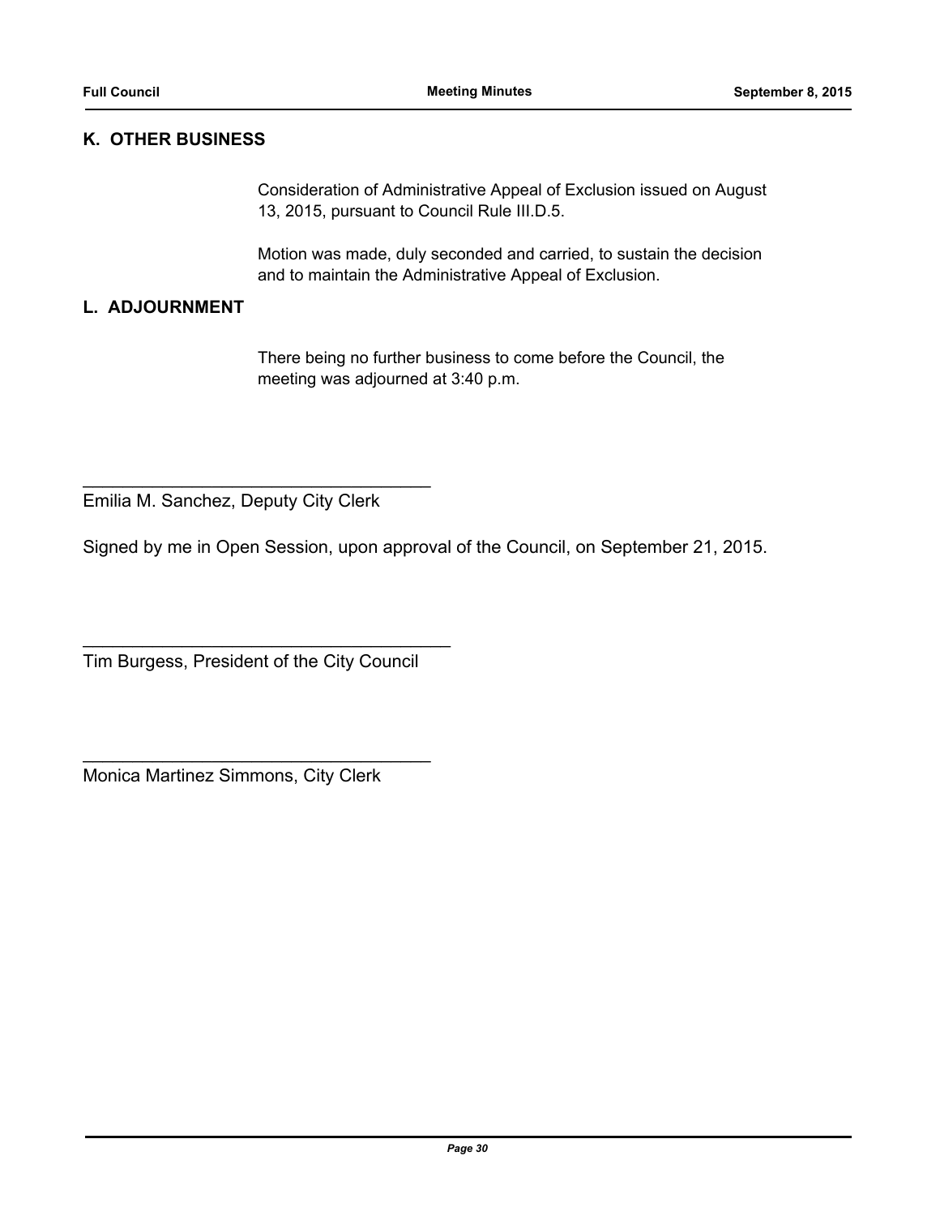## K. OTHER BUSINESS

Consideration of Administrative Appeal of Exclusion issued on August 13, 2015, pursuant to Council Rule III.D.5.

Motion was made, duly seconded and carried, to sustain the decision and to maintain the Administrative Appeal of Exclusion.

## L. ADJOURNMENT

There being no further business to come before the Council, the meeting was adjourned at 3:40 p.m.

\_\_\_\_\_\_\_\_\_\_\_\_\_\_\_\_\_\_\_\_\_\_\_\_\_\_\_\_\_\_\_\_\_\_\_\_

Emilia M. Sanchez, Deputy City Clerk

Signed by me in Open Session, upon approval of the Council, on September 21, 2015.

\_\_\_\_\_\_\_\_\_\_\_\_\_\_\_\_\_\_\_\_\_\_\_\_\_\_\_\_\_\_\_\_\_\_\_\_

Tim Burgess, President of the City Council

\_\_\_\_\_\_\_\_\_\_\_\_\_\_\_\_\_\_\_\_\_\_\_\_\_\_\_\_\_\_\_\_\_\_\_\_

Monica Martinez Simmons, City Clerk